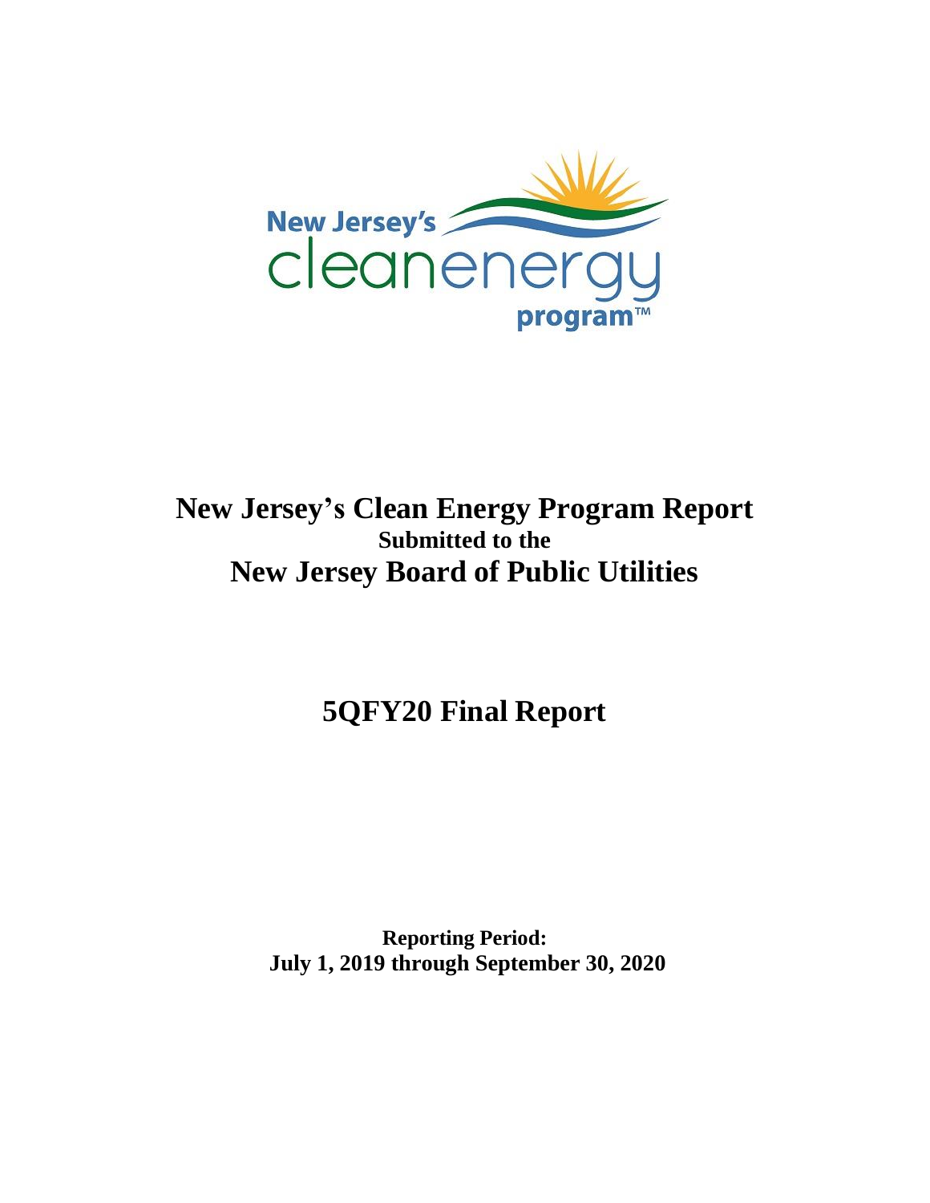# New Jersey's Clean Energy Program Report

## Submitted to the

# New Jersey Board of Public Utilities

# 5QFY20 Final Report

**Reporting Period:**
**July 1, 2019 through September 30, 2020**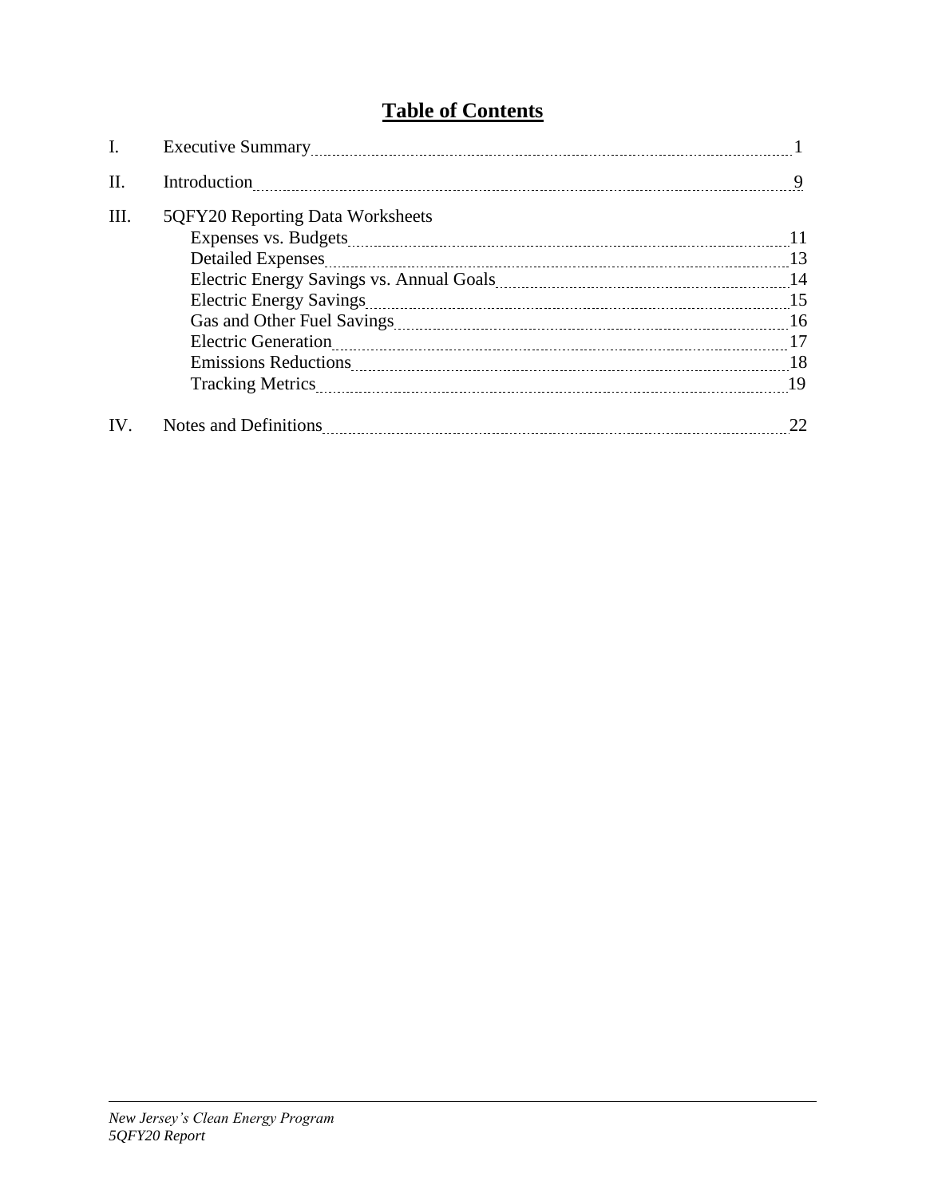# Table of Contents

I. Executive Summary ..... 1

II. Introduction ..... 9

III. 5QFY20 Reporting Data Worksheets
- Expenses vs. Budgets ..... 11
- Detailed Expenses ..... 13
- Electric Energy Savings vs. Annual Goals ..... 14
- Electric Energy Savings ..... 15
- Gas and Other Fuel Savings ..... 16
- Electric Generation ..... 17
- Emissions Reductions ..... 18
- Tracking Metrics ..... 19

IV. Notes and Definitions ..... 22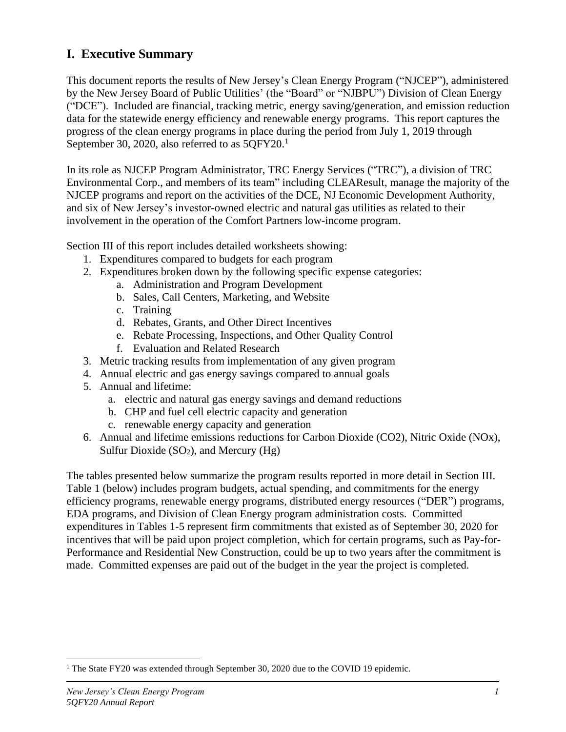# I. Executive Summary

This document reports the results of New Jersey's Clean Energy Program ("NJCEP"), administered by the New Jersey Board of Public Utilities' (the "Board" or "NJBPU") Division of Clean Energy ("DCE"). Included are financial, tracking metric, energy saving/generation, and emission reduction data for the statewide energy efficiency and renewable energy programs. This report captures the progress of the clean energy programs in place during the period from July 1, 2019 through September 30, 2020, also referred to as 5QFY20.[1]

In its role as NJCEP Program Administrator, TRC Energy Services ("TRC"), a division of TRC Environmental Corp., and members of its team" including CLEAResult, manage the majority of the NJCEP programs and report on the activities of the DCE, NJ Economic Development Authority, and six of New Jersey's investor-owned electric and natural gas utilities as related to their involvement in the operation of the Comfort Partners low-income program.

Section III of this report includes detailed worksheets showing:

1. Expenditures compared to budgets for each program
2. Expenditures broken down by the following specific expense categories:
   a. Administration and Program Development
   b. Sales, Call Centers, Marketing, and Website
   c. Training
   d. Rebates, Grants, and Other Direct Incentives
   e. Rebate Processing, Inspections, and Other Quality Control
   f. Evaluation and Related Research
3. Metric tracking results from implementation of any given program
4. Annual electric and gas energy savings compared to annual goals
5. Annual and lifetime:
   a. electric and natural gas energy savings and demand reductions
   b. CHP and fuel cell electric capacity and generation
   c. renewable energy capacity and generation
6. Annual and lifetime emissions reductions for Carbon Dioxide (CO2), Nitric Oxide (NOx), Sulfur Dioxide ($SO_2$), and Mercury (Hg)

The tables presented below summarize the program results reported in more detail in Section III. Table 1 (below) includes program budgets, actual spending, and commitments for the energy efficiency programs, renewable energy programs, distributed energy resources ("DER") programs, EDA programs, and Division of Clean Energy program administration costs. Committed expenditures in Tables 1-5 represent firm commitments that existed as of September 30, 2020 for incentives that will be paid upon project completion, which for certain programs, such as Pay-for-Performance and Residential New Construction, could be up to two years after the commitment is made. Committed expenses are paid out of the budget in the year the project is completed.

[1] The State FY20 was extended through September 30, 2020 due to the COVID 19 epidemic.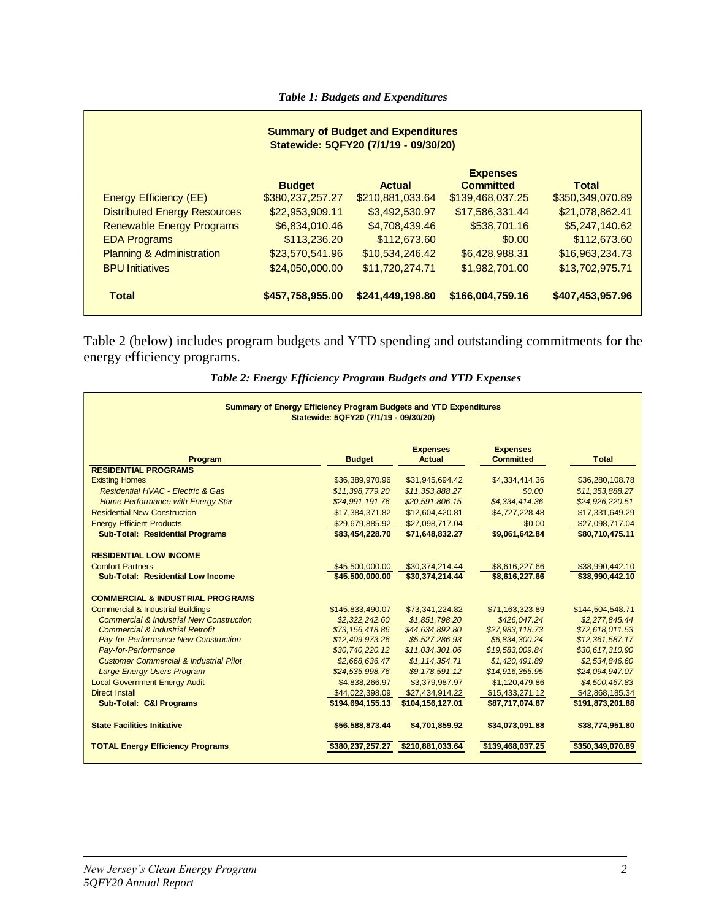*Table 1: Budgets and Expenditures*

| Summary of Budget and Expenditures Statewide: 5QFY20 (7/1/19 - 09/30/20) | | | | |
|---|---|---|---|---|
| | **Budget** | **Actual** | **Expenses Committed** | **Total** |
| Energy Efficiency (EE) | $380,237,257.27 | $210,881,033.64 | $139,468,037.25 | $350,349,070.89 |
| Distributed Energy Resources | $22,953,909.11 | $3,492,530.97 | $17,586,331.44 | $21,078,862.41 |
| Renewable Energy Programs | $6,834,010.46 | $4,708,439.46 | $538,701.16 | $5,247,140.62 |
| EDA Programs | $113,236.20 | $112,673.60 | $0.00 | $112,673.60 |
| Planning & Administration | $23,570,541.96 | $10,534,246.42 | $6,428,988.31 | $16,963,234.73 |
| BPU Initiatives | $24,050,000.00 | $11,720,274.71 | $1,982,701.00 | $13,702,975.71 |
| **Total** | **$457,758,955.00** | **$241,449,198.80** | **$166,004,759.16** | **$407,453,957.96** |

Table 2 (below) includes program budgets and YTD spending and outstanding commitments for the energy efficiency programs.

*Table 2: Energy Efficiency Program Budgets and YTD Expenses*

| Summary of Energy Efficiency Program Budgets and YTD Expenditures Statewide: 5QFY20 (7/1/19 - 09/30/20) | | | | |
|---|---|---|---|---|
| **Program** | **Budget** | **Expenses Actual** | **Expenses Committed** | **Total** |
| **RESIDENTIAL PROGRAMS** | | | | |
| Existing Homes | $36,389,970.96 | $31,945,694.42 | $4,334,414.36 | $36,280,108.78 |
| *Residential HVAC - Electric & Gas* | *$11,398,779.20* | *$11,353,888.27* | *$0.00* | *$11,353,888.27* |
| *Home Performance with Energy Star* | *$24,991,191.76* | *$20,591,806.15* | *$4,334,414.36* | *$24,926,220.51* |
| Residential New Construction | $17,384,371.82 | $12,604,420.81 | $4,727,228.48 | $17,331,649.29 |
| Energy Efficient Products | $29,679,885.92 | $27,098,717.04 | $0.00 | $27,098,717.04 |
| **Sub-Total: Residential Programs** | **$83,454,228.70** | **$71,648,832.27** | **$9,061,642.84** | **$80,710,475.11** |
| **RESIDENTIAL LOW INCOME** | | | | |
| Comfort Partners | $45,500,000.00 | $30,374,214.44 | $8,616,227.66 | $38,990,442.10 |
| **Sub-Total: Residential Low Income** | **$45,500,000.00** | **$30,374,214.44** | **$8,616,227.66** | **$38,990,442.10** |
| **COMMERCIAL & INDUSTRIAL PROGRAMS** | | | | |
| Commercial & Industrial Buildings | $145,833,490.07 | $73,341,224.82 | $71,163,323.89 | $144,504,548.71 |
| *Commercial & Industrial New Construction* | *$2,322,242.60* | *$1,851,798.20* | *$426,047.24* | *$2,277,845.44* |
| *Commercial & Industrial Retrofit* | *$73,156,418.86* | *$44,634,892.80* | *$27,983,118.73* | *$72,618,011.53* |
| *Pay-for-Performance New Construction* | *$12,409,973.26* | *$5,527,286.93* | *$6,834,300.24* | *$12,361,587.17* |
| *Pay-for-Performance* | *$30,740,220.12* | *$11,034,301.06* | *$19,583,009.84* | *$30,617,310.90* |
| *Customer Commercial & Industrial Pilot* | *$2,668,636.47* | *$1,114,354.71* | *$1,420,491.89* | *$2,534,846.60* |
| *Large Energy Users Program* | *$24,535,998.76* | *$9,178,591.12* | *$14,916,355.95* | *$24,094,947.07* |
| Local Government Energy Audit | $4,838,266.97 | $3,379,987.97 | $1,120,479.86 | *$4,500,467.83* |
| Direct Install | $44,022,398.09 | $27,434,914.22 | $15,433,271.12 | $42,868,185.34 |
| **Sub-Total: C&I Programs** | **$194,694,155.13** | **$104,156,127.01** | **$87,717,074.87** | **$191,873,201.88** |
| **State Facilities Initiative** | **$56,588,873.44** | **$4,701,859.92** | **$34,073,091.88** | **$38,774,951.80** |
| **TOTAL Energy Efficiency Programs** | **$380,237,257.27** | **$210,881,033.64** | **$139,468,037.25** | **$350,349,070.89** |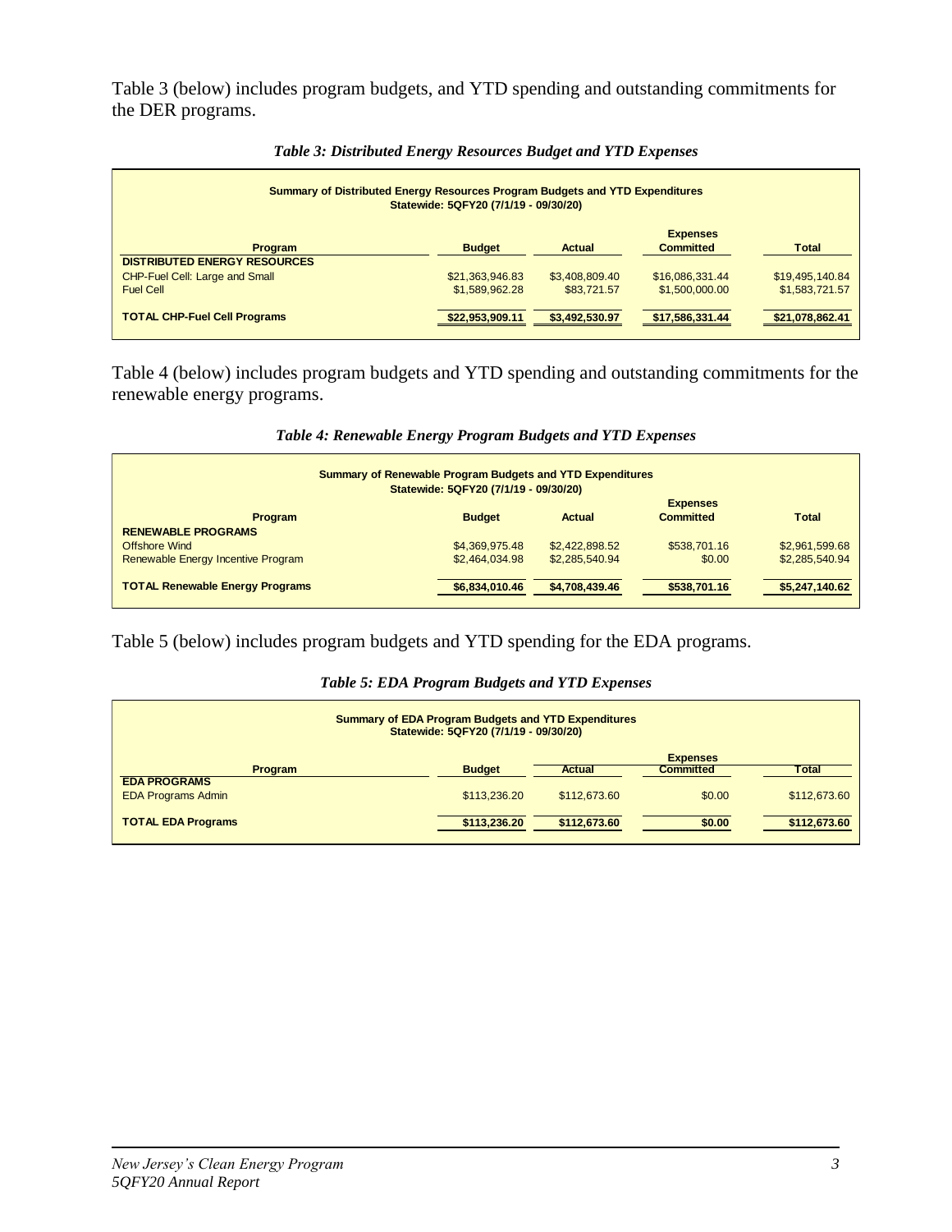Table 3 (below) includes program budgets, and YTD spending and outstanding commitments for the DER programs.

*Table 3: Distributed Energy Resources Budget and YTD Expenses*

| Summary of Distributed Energy Resources Program Budgets and YTD Expenditures Statewide: 5QFY20 (7/1/19 - 09/30/20) | | | | |
|---|---|---|---|---|
| **Program** | **Budget** | **Actual** | **Expenses Committed** | **Total** |
| **DISTRIBUTED ENERGY RESOURCES** | | | | |
| CHP-Fuel Cell: Large and Small | $21,363,946.83 | $3,408,809.40 | $16,086,331.44 | $19,495,140.84 |
| Fuel Cell | $1,589,962.28 | $83,721.57 | $1,500,000.00 | $1,583,721.57 |
| **TOTAL CHP-Fuel Cell Programs** | **$22,953,909.11** | **$3,492,530.97** | **$17,586,331.44** | **$21,078,862.41** |

Table 4 (below) includes program budgets and YTD spending and outstanding commitments for the renewable energy programs.

*Table 4: Renewable Energy Program Budgets and YTD Expenses*

| Summary of Renewable Program Budgets and YTD Expenditures Statewide: 5QFY20 (7/1/19 - 09/30/20) | | | | |
|---|---|---|---|---|
| **Program** | **Budget** | **Actual** | **Expenses Committed** | **Total** |
| **RENEWABLE PROGRAMS** | | | | |
| Offshore Wind | $4,369,975.48 | $2,422,898.52 | $538,701.16 | $2,961,599.68 |
| Renewable Energy Incentive Program | $2,464,034.98 | $2,285,540.94 | $0.00 | $2,285,540.94 |
| **TOTAL Renewable Energy Programs** | **$6,834,010.46** | **$4,708,439.46** | **$538,701.16** | **$5,247,140.62** |

Table 5 (below) includes program budgets and YTD spending for the EDA programs.

*Table 5: EDA Program Budgets and YTD Expenses*

| Summary of EDA Program Budgets and YTD Expenditures Statewide: 5QFY20 (7/1/19 - 09/30/20) | | | | |
|---|---|---|---|---|
| **Program** | **Budget** | **Actual** | **Expenses Committed** | **Total** |
| **EDA PROGRAMS** | | | | |
| EDA Programs Admin | $113,236.20 | $112,673.60 | $0.00 | $112,673.60 |
| **TOTAL EDA Programs** | **$113,236.20** | **$112,673.60** | **$0.00** | **$112,673.60** |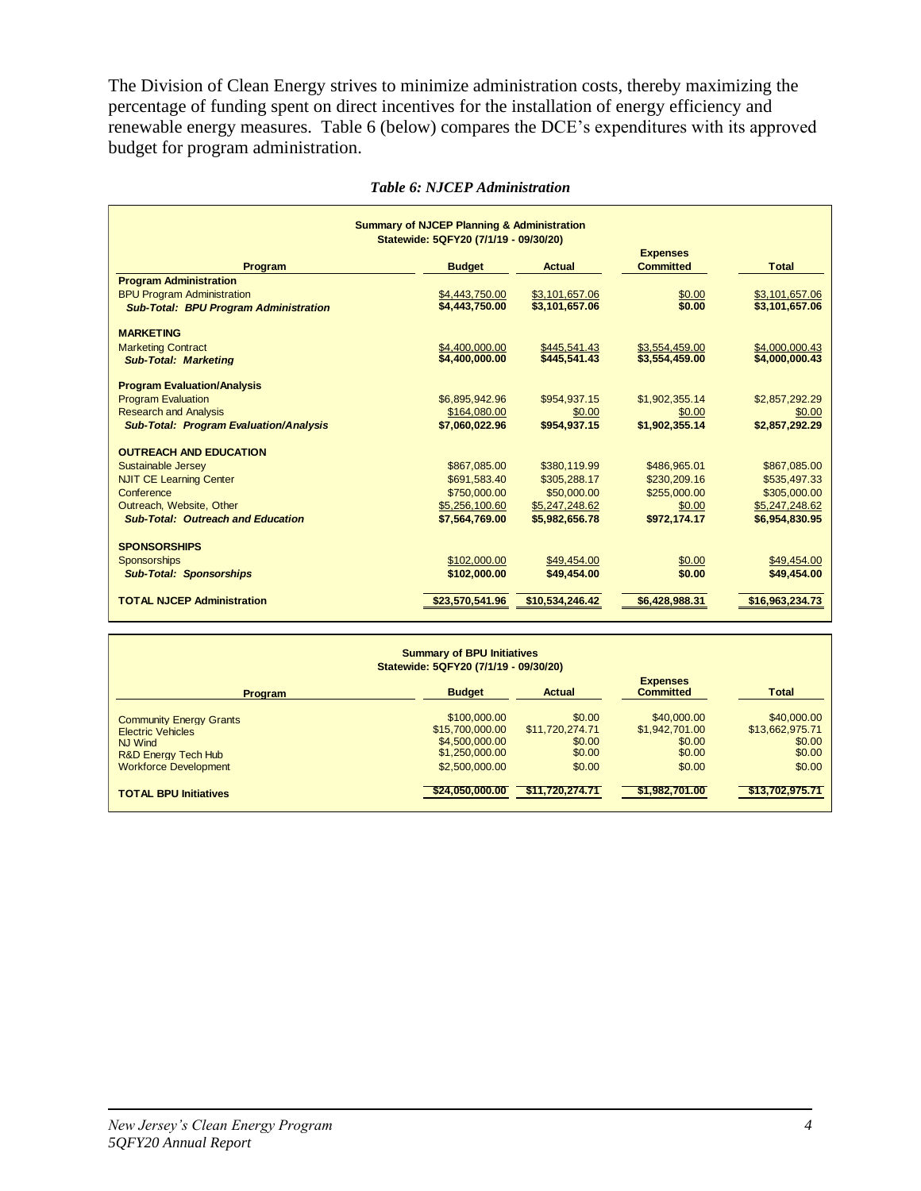The Division of Clean Energy strives to minimize administration costs, thereby maximizing the percentage of funding spent on direct incentives for the installation of energy efficiency and renewable energy measures. Table 6 (below) compares the DCE's expenditures with its approved budget for program administration.

*Table 6: NJCEP Administration*

**Summary of NJCEP Planning & Administration**
**Statewide: 5QFY20 (7/1/19 - 09/30/20)**

| Program | Budget | Actual | Expenses Committed | Total |
|---|---|---|---|---|
| **Program Administration** | | | | |
| BPU Program Administration | $4,443,750.00 | $3,101,657.06 | $0.00 | $3,101,657.06 |
| ***Sub-Total: BPU Program Administration*** | **$4,443,750.00** | **$3,101,657.06** | **$0.00** | **$3,101,657.06** |
| **MARKETING** | | | | |
| Marketing Contract | $4,400,000.00 | $445,541.43 | $3,554,459.00 | $4,000,000.43 |
| ***Sub-Total: Marketing*** | **$4,400,000.00** | **$445,541.43** | **$3,554,459.00** | **$4,000,000.43** |
| **Program Evaluation/Analysis** | | | | |
| Program Evaluation | $6,895,942.96 | $954,937.15 | $1,902,355.14 | $2,857,292.29 |
| Research and Analysis | $164,080.00 | $0.00 | $0.00 | $0.00 |
| ***Sub-Total: Program Evaluation/Analysis*** | **$7,060,022.96** | **$954,937.15** | **$1,902,355.14** | **$2,857,292.29** |
| **OUTREACH AND EDUCATION** | | | | |
| Sustainable Jersey | $867,085.00 | $380,119.99 | $486,965.01 | $867,085.00 |
| NJIT CE Learning Center | $691,583.40 | $305,288.17 | $230,209.16 | $535,497.33 |
| Conference | $750,000.00 | $50,000.00 | $255,000.00 | $305,000.00 |
| Outreach, Website, Other | $5,256,100.60 | $5,247,248.62 | $0.00 | $5,247,248.62 |
| ***Sub-Total: Outreach and Education*** | **$7,564,769.00** | **$5,982,656.78** | **$972,174.17** | **$6,954,830.95** |
| **SPONSORSHIPS** | | | | |
| Sponsorships | $102,000.00 | $49,454.00 | $0.00 | $49,454.00 |
| ***Sub-Total: Sponsorships*** | **$102,000.00** | **$49,454.00** | **$0.00** | **$49,454.00** |
| **TOTAL NJCEP Administration** | **$23,570,541.96** | **$10,534,246.42** | **$6,428,988.31** | **$16,963,234.73** |

**Summary of BPU Initiatives**
**Statewide: 5QFY20 (7/1/19 - 09/30/20)**

| Program | Budget | Actual | Expenses Committed | Total |
|---|---|---|---|---|
| Community Energy Grants | $100,000.00 | $0.00 | $40,000.00 | $40,000.00 |
| Electric Vehicles | $15,700,000.00 | $11,720,274.71 | $1,942,701.00 | $13,662,975.71 |
| NJ Wind | $4,500,000.00 | $0.00 | $0.00 | $0.00 |
| R&D Energy Tech Hub | $1,250,000.00 | $0.00 | $0.00 | $0.00 |
| Workforce Development | $2,500,000.00 | $0.00 | $0.00 | $0.00 |
| **TOTAL BPU Initiatives** | **$24,050,000.00** | **$11,720,274.71** | **$1,982,701.00** | **$13,702,975.71** |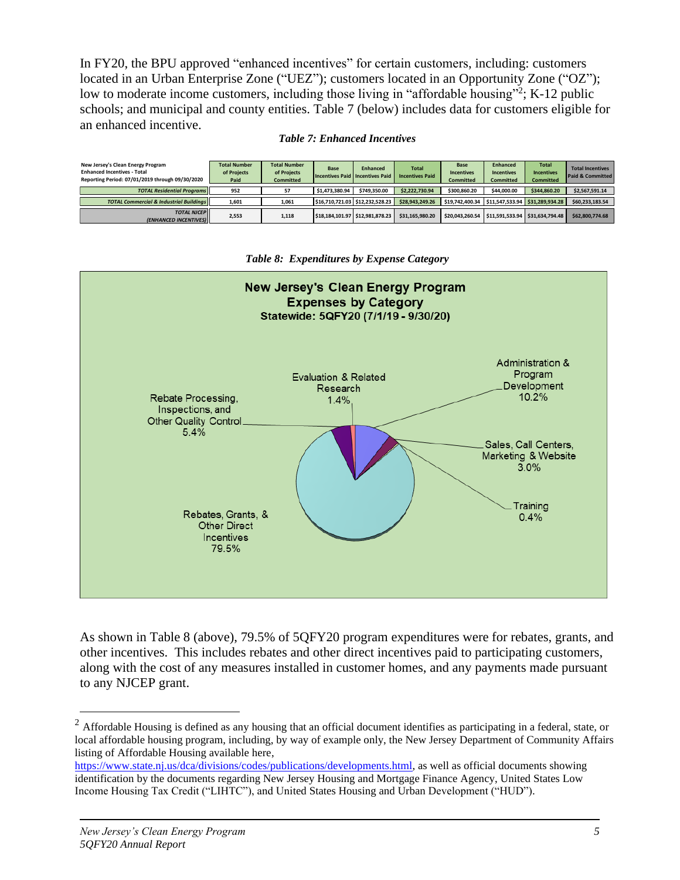In FY20, the BPU approved "enhanced incentives" for certain customers, including: customers located in an Urban Enterprise Zone ("UEZ"); customers located in an Opportunity Zone ("OZ"); low to moderate income customers, including those living in "affordable housing"[2]; K-12 public schools; and municipal and county entities. Table 7 (below) includes data for customers eligible for an enhanced incentive.

*Table 7: Enhanced Incentives*

| New Jersey's Clean Energy Program<br>Enhanced Incentives - Total<br>Reporting Period: 07/01/2019 through 09/30/2020 | Total Number of Projects Paid | Total Number of Projects Committed | Base Incentives Paid | Enhanced Incentives Paid | Total Incentives Paid | Base Incentives Committed | Enhanced Incentives Committed | Total Incentives Committed | Total Incentives Paid & Committed |
|---|---|---|---|---|---|---|---|---|---|
| *TOTAL Residential Programs* | 952 | 57 | $1,473,380.94 | $749,350.00 | $2,222,730.94 | $300,860.20 | $44,000.00 | $344,860.20 | $2,567,591.14 |
| *TOTAL Commercial & Industrial Buildings* | 1,601 | 1,061 | $16,710,721.03 | $12,232,528.23 | $28,943,249.26 | $19,742,400.34 | $11,547,533.94 | $31,289,934.28 | $60,233,183.54 |
| *TOTAL NJCEP (ENHANCED INCENTIVES)* | 2,553 | 1,118 | $18,184,101.97 | $12,981,878.23 | $31,165,980.20 | $20,043,260.54 | $11,591,533.94 | $31,634,794.48 | $62,800,774.68 |

*Table 8: Expenditures by Expense Category*

**New Jersey's Clean Energy Program**
**Expenses by Category**
**Statewide: 5QFY20 (7/1/19 - 9/30/20)**

| Category | Share |
|---|---|
| Rebates, Grants, & Other Direct Incentives | 79.5% |
| Administration & Program Development | 10.2% |
| Rebate Processing, Inspections, and Other Quality Control | 5.4% |
| Sales, Call Centers, Marketing & Website | 3.0% |
| Evaluation & Related Research | 1.4% |
| Training | 0.4% |

As shown in Table 8 (above), 79.5% of 5QFY20 program expenditures were for rebates, grants, and other incentives. This includes rebates and other direct incentives paid to participating customers, along with the cost of any measures installed in customer homes, and any payments made pursuant to any NJCEP grant.

[2] Affordable Housing is defined as any housing that an official document identifies as participating in a federal, state, or local affordable housing program, including, by way of example only, the New Jersey Department of Community Affairs listing of Affordable Housing available here, https://www.state.nj.us/dca/divisions/codes/publications/developments.html, as well as official documents showing identification by the documents regarding New Jersey Housing and Mortgage Finance Agency, United States Low Income Housing Tax Credit ("LIHTC"), and United States Housing and Urban Development ("HUD").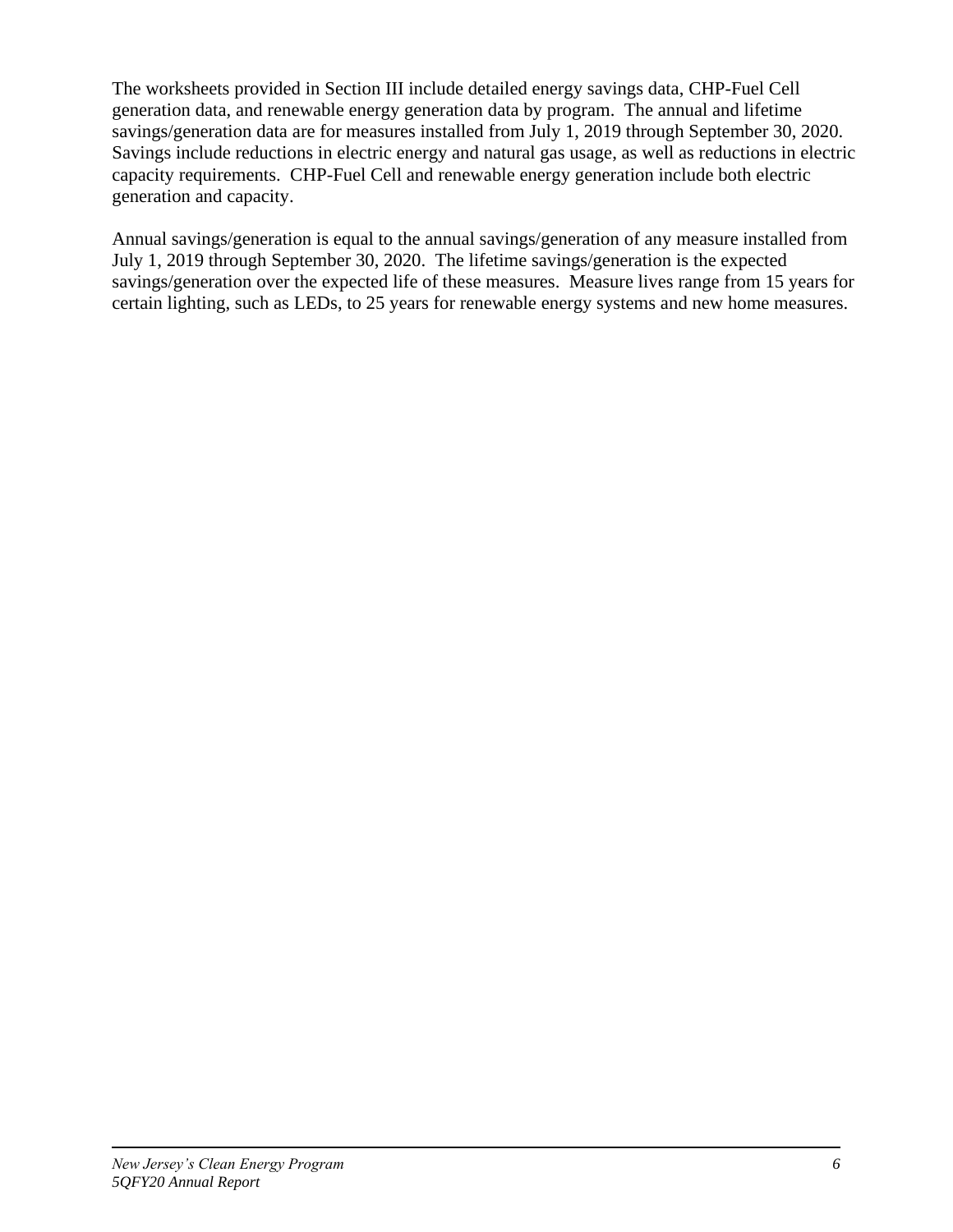The worksheets provided in Section III include detailed energy savings data, CHP-Fuel Cell generation data, and renewable energy generation data by program. The annual and lifetime savings/generation data are for measures installed from July 1, 2019 through September 30, 2020. Savings include reductions in electric energy and natural gas usage, as well as reductions in electric capacity requirements. CHP-Fuel Cell and renewable energy generation include both electric generation and capacity.

Annual savings/generation is equal to the annual savings/generation of any measure installed from July 1, 2019 through September 30, 2020. The lifetime savings/generation is the expected savings/generation over the expected life of these measures. Measure lives range from 15 years for certain lighting, such as LEDs, to 25 years for renewable energy systems and new home measures.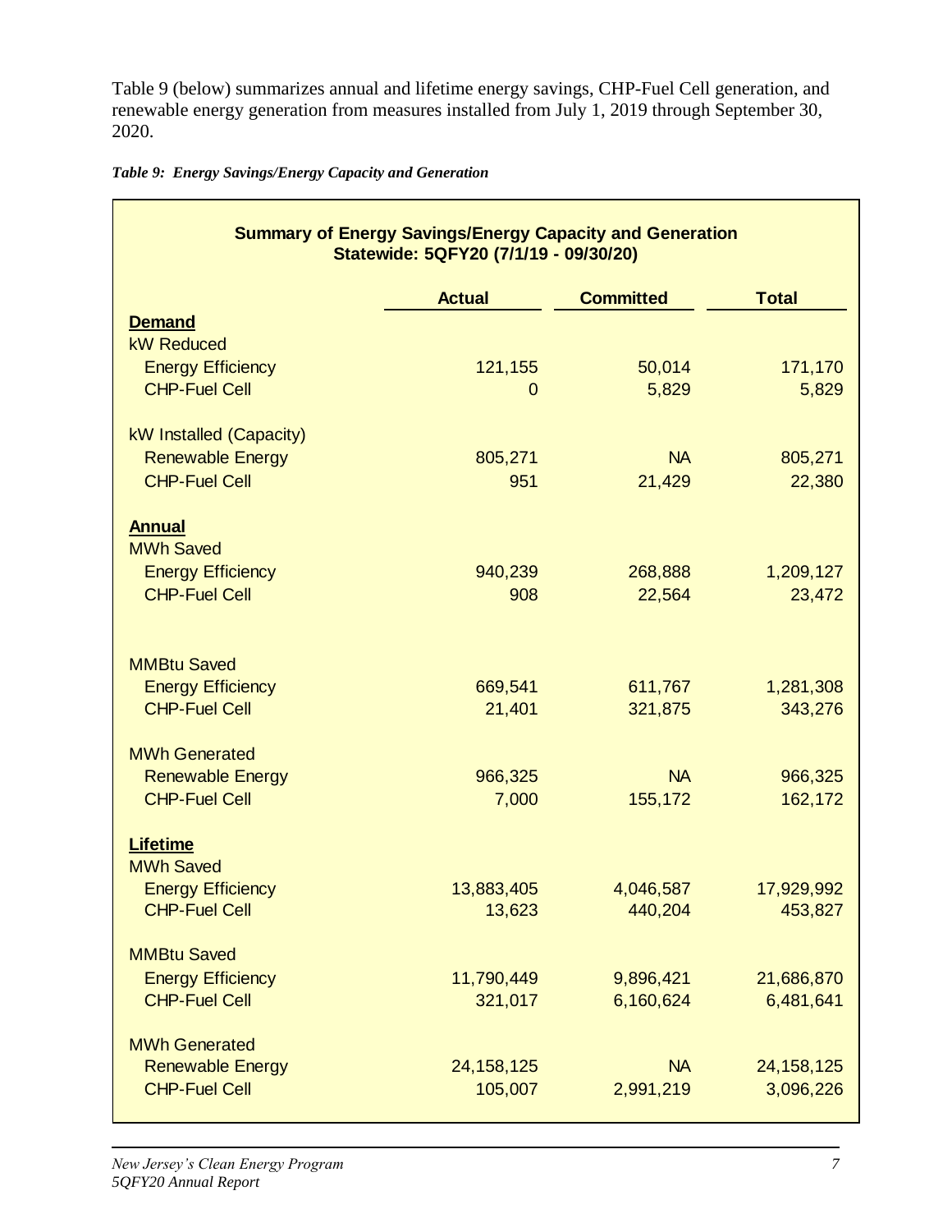Table 9 (below) summarizes annual and lifetime energy savings, CHP-Fuel Cell generation, and renewable energy generation from measures installed from July 1, 2019 through September 30, 2020.

*Table 9: Energy Savings/Energy Capacity and Generation*

**Summary of Energy Savings/Energy Capacity and Generation**
**Statewide: 5QFY20 (7/1/19 - 09/30/20)**

| | Actual | Committed | Total |
|---|---|---|---|
| **Demand** | | | |
| kW Reduced | | | |
| Energy Efficiency | 121,155 | 50,014 | 171,170 |
| CHP-Fuel Cell | 0 | 5,829 | 5,829 |
| kW Installed (Capacity) | | | |
| Renewable Energy | 805,271 | NA | 805,271 |
| CHP-Fuel Cell | 951 | 21,429 | 22,380 |
| **Annual** | | | |
| MWh Saved | | | |
| Energy Efficiency | 940,239 | 268,888 | 1,209,127 |
| CHP-Fuel Cell | 908 | 22,564 | 23,472 |
| MMBtu Saved | | | |
| Energy Efficiency | 669,541 | 611,767 | 1,281,308 |
| CHP-Fuel Cell | 21,401 | 321,875 | 343,276 |
| MWh Generated | | | |
| Renewable Energy | 966,325 | NA | 966,325 |
| CHP-Fuel Cell | 7,000 | 155,172 | 162,172 |
| **Lifetime** | | | |
| MWh Saved | | | |
| Energy Efficiency | 13,883,405 | 4,046,587 | 17,929,992 |
| CHP-Fuel Cell | 13,623 | 440,204 | 453,827 |
| MMBtu Saved | | | |
| Energy Efficiency | 11,790,449 | 9,896,421 | 21,686,870 |
| CHP-Fuel Cell | 321,017 | 6,160,624 | 6,481,641 |
| MWh Generated | | | |
| Renewable Energy | 24,158,125 | NA | 24,158,125 |
| CHP-Fuel Cell | 105,007 | 2,991,219 | 3,096,226 |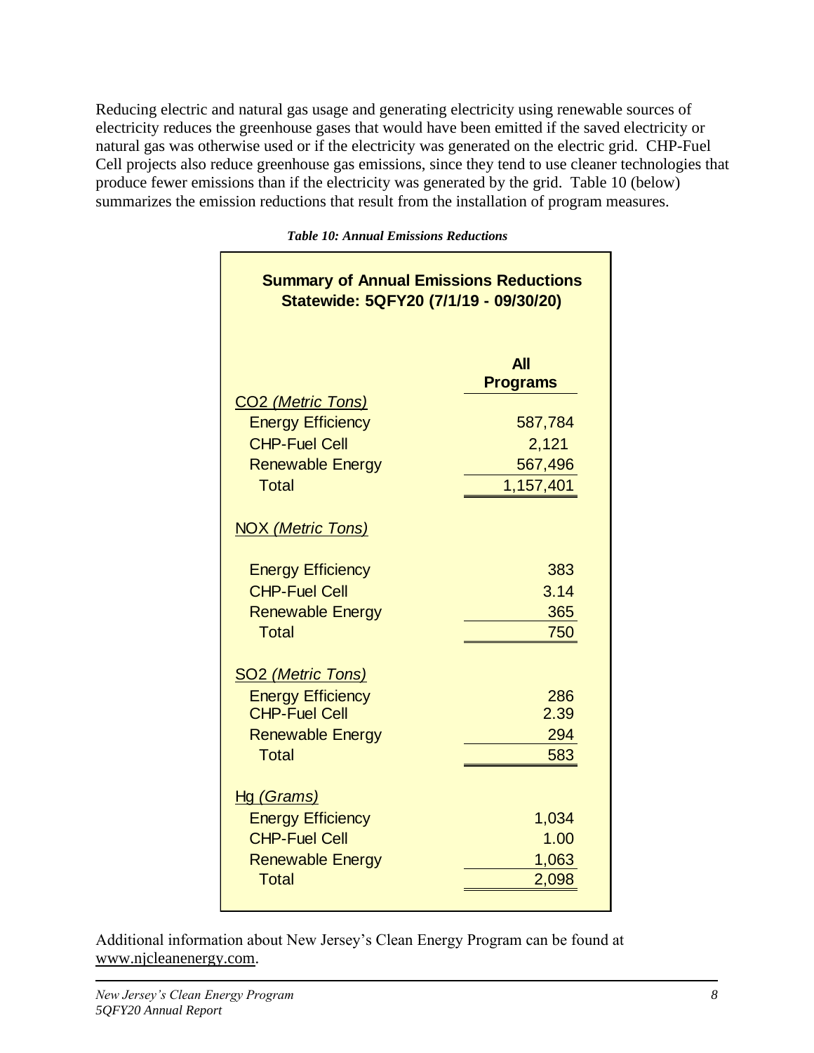Reducing electric and natural gas usage and generating electricity using renewable sources of electricity reduces the greenhouse gases that would have been emitted if the saved electricity or natural gas was otherwise used or if the electricity was generated on the electric grid. CHP-Fuel Cell projects also reduce greenhouse gas emissions, since they tend to use cleaner technologies that produce fewer emissions than if the electricity was generated by the grid. Table 10 (below) summarizes the emission reductions that result from the installation of program measures.

*Table 10: Annual Emissions Reductions*

**Summary of Annual Emissions Reductions Statewide: 5QFY20 (7/1/19 - 09/30/20)**

| | All Programs |
|---|---|
| $CO_2$ *(Metric Tons)* | |
| Energy Efficiency | 587,784 |
| CHP-Fuel Cell | 2,121 |
| Renewable Energy | 567,496 |
| Total | 1,157,401 |
| $NO_X$ *(Metric Tons)* | |
| Energy Efficiency | 383 |
| CHP-Fuel Cell | 3.14 |
| Renewable Energy | 365 |
| Total | 750 |
| $SO_2$ *(Metric Tons)* | |
| Energy Efficiency | 286 |
| CHP-Fuel Cell | 2.39 |
| Renewable Energy | 294 |
| Total | 583 |
| Hg *(Grams)* | |
| Energy Efficiency | 1,034 |
| CHP-Fuel Cell | 1.00 |
| Renewable Energy | 1,063 |
| Total | 2,098 |

Additional information about New Jersey's Clean Energy Program can be found at www.njcleanenergy.com.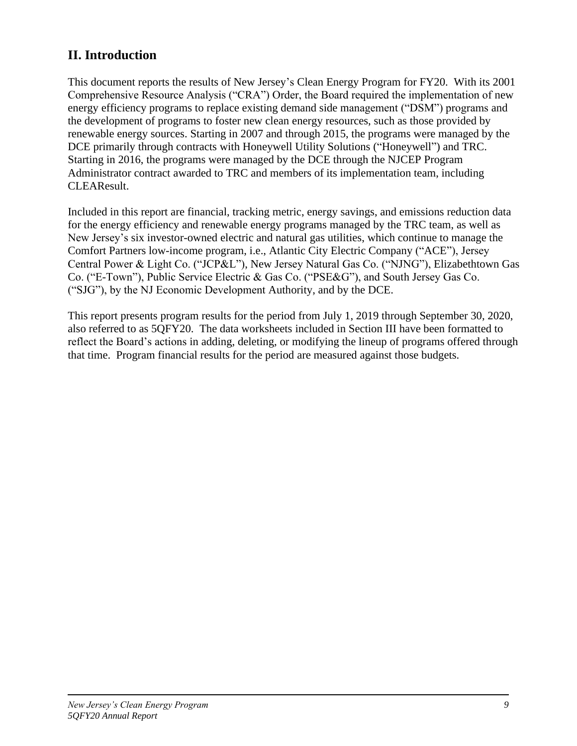## II. Introduction

This document reports the results of New Jersey's Clean Energy Program for FY20. With its 2001 Comprehensive Resource Analysis ("CRA") Order, the Board required the implementation of new energy efficiency programs to replace existing demand side management ("DSM") programs and the development of programs to foster new clean energy resources, such as those provided by renewable energy sources. Starting in 2007 and through 2015, the programs were managed by the DCE primarily through contracts with Honeywell Utility Solutions ("Honeywell") and TRC. Starting in 2016, the programs were managed by the DCE through the NJCEP Program Administrator contract awarded to TRC and members of its implementation team, including CLEAResult.

Included in this report are financial, tracking metric, energy savings, and emissions reduction data for the energy efficiency and renewable energy programs managed by the TRC team, as well as New Jersey's six investor-owned electric and natural gas utilities, which continue to manage the Comfort Partners low-income program, i.e., Atlantic City Electric Company ("ACE"), Jersey Central Power & Light Co. ("JCP&L"), New Jersey Natural Gas Co. ("NJNG"), Elizabethtown Gas Co. ("E-Town"), Public Service Electric & Gas Co. ("PSE&G"), and South Jersey Gas Co. ("SJG"), by the NJ Economic Development Authority, and by the DCE.

This report presents program results for the period from July 1, 2019 through September 30, 2020, also referred to as 5QFY20. The data worksheets included in Section III have been formatted to reflect the Board's actions in adding, deleting, or modifying the lineup of programs offered through that time. Program financial results for the period are measured against those budgets.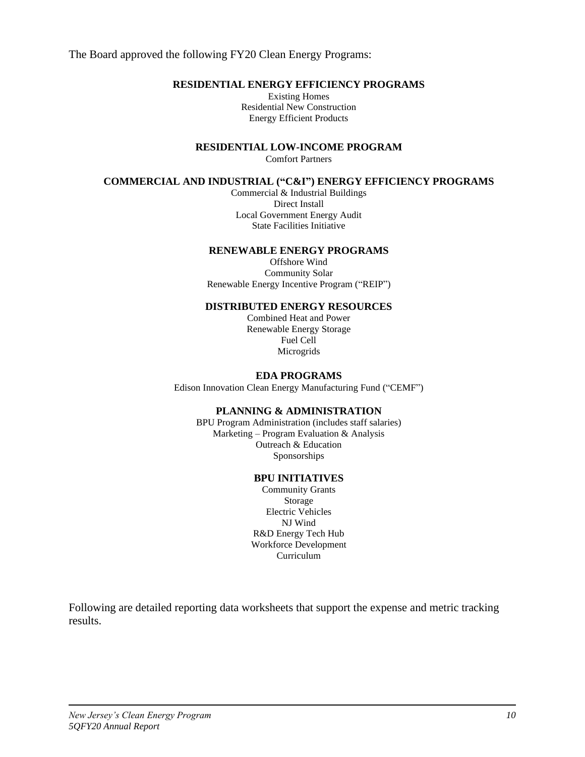The Board approved the following FY20 Clean Energy Programs:

**RESIDENTIAL ENERGY EFFICIENCY PROGRAMS**

Existing Homes
Residential New Construction
Energy Efficient Products

**RESIDENTIAL LOW-INCOME PROGRAM**

Comfort Partners

**COMMERCIAL AND INDUSTRIAL ("C&I") ENERGY EFFICIENCY PROGRAMS**

Commercial & Industrial Buildings
Direct Install
Local Government Energy Audit
State Facilities Initiative

**RENEWABLE ENERGY PROGRAMS**

Offshore Wind
Community Solar
Renewable Energy Incentive Program ("REIP")

**DISTRIBUTED ENERGY RESOURCES**

Combined Heat and Power
Renewable Energy Storage
Fuel Cell
Microgrids

**EDA PROGRAMS**

Edison Innovation Clean Energy Manufacturing Fund ("CEMF")

**PLANNING & ADMINISTRATION**

BPU Program Administration (includes staff salaries)
Marketing – Program Evaluation & Analysis
Outreach & Education
Sponsorships

**BPU INITIATIVES**

Community Grants
Storage
Electric Vehicles
NJ Wind
R&D Energy Tech Hub
Workforce Development
Curriculum

Following are detailed reporting data worksheets that support the expense and metric tracking results.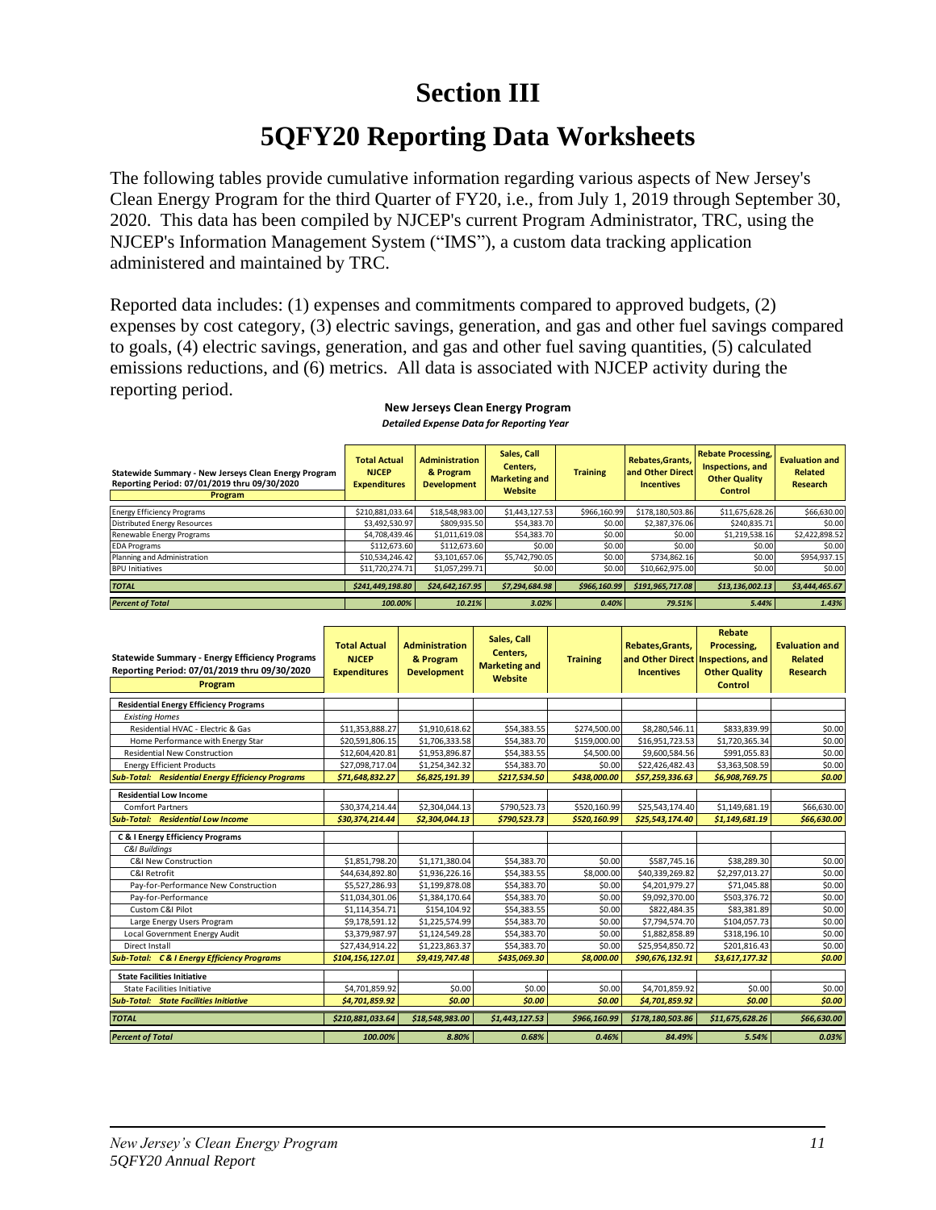# Section III

# 5QFY20 Reporting Data Worksheets

The following tables provide cumulative information regarding various aspects of New Jersey's Clean Energy Program for the third Quarter of FY20, i.e., from July 1, 2019 through September 30, 2020. This data has been compiled by NJCEP's current Program Administrator, TRC, using the NJCEP's Information Management System ("IMS"), a custom data tracking application administered and maintained by TRC.

Reported data includes: (1) expenses and commitments compared to approved budgets, (2) expenses by cost category, (3) electric savings, generation, and gas and other fuel savings compared to goals, (4) electric savings, generation, and gas and other fuel saving quantities, (5) calculated emissions reductions, and (6) metrics. All data is associated with NJCEP activity during the reporting period.

**New Jerseys Clean Energy Program**

***Detailed Expense Data for Reporting Year***

| Statewide Summary - New Jerseys Clean Energy Program<br>Reporting Period: 07/01/2019 thru 09/30/2020<br>**Program** | Total Actual NJCEP Expenditures | Administration & Program Development | Sales, Call Centers, Marketing and Website | Training | Rebates,Grants, and Other Direct Incentives | Rebate Processing, Inspections, and Other Quality Control | Evaluation and Related Research |
|---|---|---|---|---|---|---|---|
| Energy Efficiency Programs | $210,881,033.64 | $18,548,983.00 | $1,443,127.53 | $966,160.99 | $178,180,503.86 | $11,675,628.26 | $66,630.00 |
| Distributed Energy Resources | $3,492,530.97 | $809,935.50 | $54,383.70 | $0.00 | $2,387,376.06 | $240,835.71 | $0.00 |
| Renewable Energy Programs | $4,708,439.46 | $1,011,619.08 | $54,383.70 | $0.00 | $0.00 | $1,219,538.16 | $2,422,898.52 |
| EDA Programs | $112,673.60 | $112,673.60 | $0.00 | $0.00 | $0.00 | $0.00 | $0.00 |
| Planning and Administration | $10,534,246.42 | $3,101,657.06 | $5,742,790.05 | $0.00 | $734,862.16 | $0.00 | $954,937.15 |
| BPU Initiatives | $11,720,274.71 | $1,057,299.71 | $0.00 | $0.00 | $10,662,975.00 | $0.00 | $0.00 |
| ***TOTAL*** | ***$241,449,198.80*** | ***$24,642,167.95*** | ***$7,294,684.98*** | ***$966,160.99*** | ***$191,965,717.08*** | ***$13,136,002.13*** | ***$3,444,465.67*** |
| ***Percent of Total*** | ***100.00%*** | ***10.21%*** | ***3.02%*** | ***0.40%*** | ***79.51%*** | ***5.44%*** | ***1.43%*** |

| Statewide Summary - Energy Efficiency Programs<br>Reporting Period: 07/01/2019 thru 09/30/2020<br>**Program** | Total Actual NJCEP Expenditures | Administration & Program Development | Sales, Call Centers, Marketing and Website | Training | Rebates,Grants, and Other Direct Incentives | Rebate Processing, Inspections, and Other Quality Control | Evaluation and Related Research |
|---|---|---|---|---|---|---|---|
| **Residential Energy Efficiency Programs** | | | | | | | |
| *Existing Homes* | | | | | | | |
| Residential HVAC - Electric & Gas | $11,353,888.27 | $1,910,618.62 | $54,383.55 | $274,500.00 | $8,280,546.11 | $833,839.99 | $0.00 |
| Home Performance with Energy Star | $20,591,806.15 | $1,706,333.58 | $54,383.70 | $159,000.00 | $16,951,723.53 | $1,720,365.34 | $0.00 |
| Residential New Construction | $12,604,420.81 | $1,953,896.87 | $54,383.55 | $4,500.00 | $9,600,584.56 | $991,055.83 | $0.00 |
| Energy Efficient Products | $27,098,717.04 | $1,254,342.32 | $54,383.70 | $0.00 | $22,426,482.43 | $3,363,508.59 | $0.00 |
| ***Sub-Total: Residential Energy Efficiency Programs*** | ***$71,648,832.27*** | ***$6,825,191.39*** | ***$217,534.50*** | ***$438,000.00*** | ***$57,259,336.63*** | ***$6,908,769.75*** | ***$0.00*** |
| **Residential Low Income** | | | | | | | |
| Comfort Partners | $30,374,214.44 | $2,304,044.13 | $790,523.73 | $520,160.99 | $25,543,174.40 | $1,149,681.19 | $66,630.00 |
| ***Sub-Total: Residential Low Income*** | ***$30,374,214.44*** | ***$2,304,044.13*** | ***$790,523.73*** | ***$520,160.99*** | ***$25,543,174.40*** | ***$1,149,681.19*** | ***$66,630.00*** |
| **C & I Energy Efficiency Programs** | | | | | | | |
| *C&I Buildings* | | | | | | | |
| C&I New Construction | $1,851,798.20 | $1,171,380.04 | $54,383.70 | $0.00 | $587,745.16 | $38,289.30 | $0.00 |
| C&I Retrofit | $44,634,892.80 | $1,936,226.16 | $54,383.55 | $8,000.00 | $40,339,269.82 | $2,297,013.27 | $0.00 |
| Pay-for-Performance New Construction | $5,527,286.93 | $1,199,878.08 | $54,383.70 | $0.00 | $4,201,979.27 | $71,045.88 | $0.00 |
| Pay-for-Performance | $11,034,301.06 | $1,384,170.64 | $54,383.70 | $0.00 | $9,092,370.00 | $503,376.72 | $0.00 |
| Custom C&I Pilot | $1,114,354.71 | $154,104.92 | $54,383.55 | $0.00 | $822,484.35 | $83,381.89 | $0.00 |
| Large Energy Users Program | $9,178,591.12 | $1,225,574.99 | $54,383.70 | $0.00 | $7,794,574.70 | $104,057.73 | $0.00 |
| Local Government Energy Audit | $3,379,987.97 | $1,124,549.28 | $54,383.70 | $0.00 | $1,882,858.89 | $318,196.10 | $0.00 |
| Direct Install | $27,434,914.22 | $1,223,863.37 | $54,383.70 | $0.00 | $25,954,850.72 | $201,816.43 | $0.00 |
| ***Sub-Total: C & I Energy Efficiency Programs*** | ***$104,156,127.01*** | ***$9,419,747.48*** | ***$435,069.30*** | ***$8,000.00*** | ***$90,676,132.91*** | ***$3,617,177.32*** | ***$0.00*** |
| **State Facilities Initiative** | | | | | | | |
| State Facilities Initiative | $4,701,859.92 | $0.00 | $0.00 | $0.00 | $4,701,859.92 | $0.00 | $0.00 |
| ***Sub-Total: State Facilities Initiative*** | ***$4,701,859.92*** | ***$0.00*** | ***$0.00*** | ***$0.00*** | ***$4,701,859.92*** | ***$0.00*** | ***$0.00*** |
| ***TOTAL*** | ***$210,881,033.64*** | ***$18,548,983.00*** | ***$1,443,127.53*** | ***$966,160.99*** | ***$178,180,503.86*** | ***$11,675,628.26*** | ***$66,630.00*** |
| ***Percent of Total*** | ***100.00%*** | ***8.80%*** | ***0.68%*** | ***0.46%*** | ***84.49%*** | ***5.54%*** | ***0.03%*** |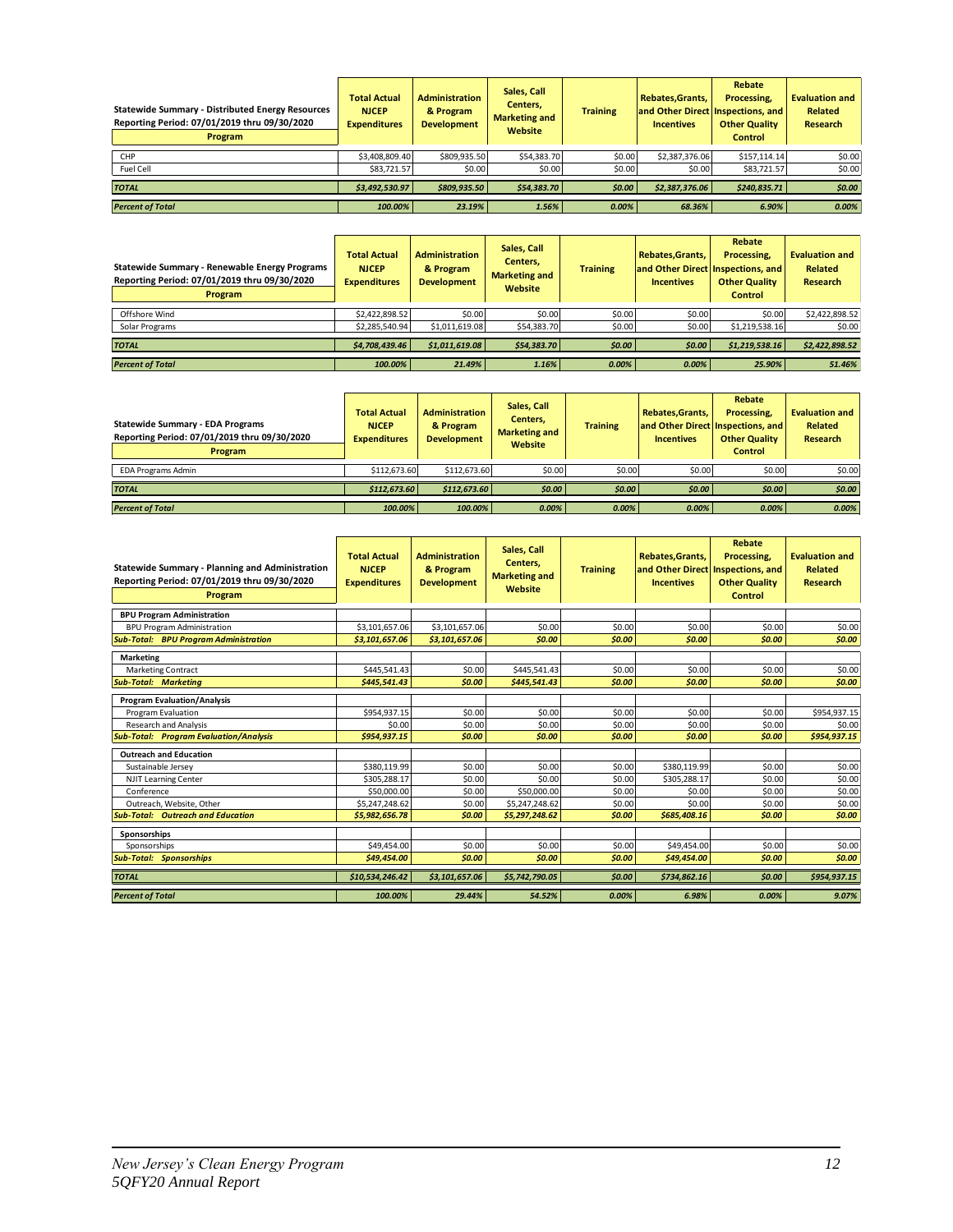| Statewide Summary - Distributed Energy Resources<br>Reporting Period: 07/01/2019 thru 09/30/2020<br>**Program** | **Total Actual NJCEP Expenditures** | **Administration & Program Development** | **Sales, Call Centers, Marketing and Website** | **Training** | **Rebates,Grants, and Other Direct Incentives** | **Rebate Processing, Inspections, and Other Quality Control** | **Evaluation and Related Research** |
|---|---|---|---|---|---|---|---|
| CHP | $3,408,809.40 | $809,935.50 | $54,383.70 | $0.00 | $2,387,376.06 | $157,114.14 | $0.00 |
| Fuel Cell | $83,721.57 | $0.00 | $0.00 | $0.00 | $0.00 | $83,721.57 | $0.00 |
| ***TOTAL*** | ***$3,492,530.97*** | ***$809,935.50*** | ***$54,383.70*** | ***$0.00*** | ***$2,387,376.06*** | ***$240,835.71*** | ***$0.00*** |
| ***Percent of Total*** | ***100.00%*** | ***23.19%*** | ***1.56%*** | ***0.00%*** | ***68.36%*** | ***6.90%*** | ***0.00%*** |

| Statewide Summary - Renewable Energy Programs<br>Reporting Period: 07/01/2019 thru 09/30/2020<br>**Program** | **Total Actual NJCEP Expenditures** | **Administration & Program Development** | **Sales, Call Centers, Marketing and Website** | **Training** | **Rebates,Grants, and Other Direct Incentives** | **Rebate Processing, Inspections, and Other Quality Control** | **Evaluation and Related Research** |
|---|---|---|---|---|---|---|---|
| Offshore Wind | $2,422,898.52 | $0.00 | $0.00 | $0.00 | $0.00 | $0.00 | $2,422,898.52 |
| Solar Programs | $2,285,540.94 | $1,011,619.08 | $54,383.70 | $0.00 | $0.00 | $1,219,538.16 | $0.00 |
| ***TOTAL*** | ***$4,708,439.46*** | ***$1,011,619.08*** | ***$54,383.70*** | ***$0.00*** | ***$0.00*** | ***$1,219,538.16*** | ***$2,422,898.52*** |
| ***Percent of Total*** | ***100.00%*** | ***21.49%*** | ***1.16%*** | ***0.00%*** | ***0.00%*** | ***25.90%*** | ***51.46%*** |

| Statewide Summary - EDA Programs<br>Reporting Period: 07/01/2019 thru 09/30/2020<br>**Program** | **Total Actual NJCEP Expenditures** | **Administration & Program Development** | **Sales, Call Centers, Marketing and Website** | **Training** | **Rebates,Grants, and Other Direct Incentives** | **Rebate Processing, Inspections, and Other Quality Control** | **Evaluation and Related Research** |
|---|---|---|---|---|---|---|---|
| EDA Programs Admin | $112,673.60 | $112,673.60 | $0.00 | $0.00 | $0.00 | $0.00 | $0.00 |
| ***TOTAL*** | ***$112,673.60*** | ***$112,673.60*** | ***$0.00*** | ***$0.00*** | ***$0.00*** | ***$0.00*** | ***$0.00*** |
| ***Percent of Total*** | ***100.00%*** | ***100.00%*** | ***0.00%*** | ***0.00%*** | ***0.00%*** | ***0.00%*** | ***0.00%*** |

| Statewide Summary - Planning and Administration<br>Reporting Period: 07/01/2019 thru 09/30/2020<br>**Program** | **Total Actual NJCEP Expenditures** | **Administration & Program Development** | **Sales, Call Centers, Marketing and Website** | **Training** | **Rebates,Grants, and Other Direct Incentives** | **Rebate Processing, Inspections, and Other Quality Control** | **Evaluation and Related Research** |
|---|---|---|---|---|---|---|---|
| **BPU Program Administration** | | | | | | | |
| BPU Program Administration | $3,101,657.06 | $3,101,657.06 | $0.00 | $0.00 | $0.00 | $0.00 | $0.00 |
| ***Sub-Total: BPU Program Administration*** | ***$3,101,657.06*** | ***$3,101,657.06*** | ***$0.00*** | ***$0.00*** | ***$0.00*** | ***$0.00*** | ***$0.00*** |
| **Marketing** | | | | | | | |
| Marketing Contract | $445,541.43 | $0.00 | $445,541.43 | $0.00 | $0.00 | $0.00 | $0.00 |
| ***Sub-Total: Marketing*** | ***$445,541.43*** | ***$0.00*** | ***$445,541.43*** | ***$0.00*** | ***$0.00*** | ***$0.00*** | ***$0.00*** |
| **Program Evaluation/Analysis** | | | | | | | |
| Program Evaluation | $954,937.15 | $0.00 | $0.00 | $0.00 | $0.00 | $0.00 | $954,937.15 |
| Research and Analysis | $0.00 | $0.00 | $0.00 | $0.00 | $0.00 | $0.00 | $0.00 |
| ***Sub-Total: Program Evaluation/Analysis*** | ***$954,937.15*** | ***$0.00*** | ***$0.00*** | ***$0.00*** | ***$0.00*** | ***$0.00*** | ***$954,937.15*** |
| **Outreach and Education** | | | | | | | |
| Sustainable Jersey | $380,119.99 | $0.00 | $0.00 | $0.00 | $380,119.99 | $0.00 | $0.00 |
| NJIT Learning Center | $305,288.17 | $0.00 | $0.00 | $0.00 | $305,288.17 | $0.00 | $0.00 |
| Conference | $50,000.00 | $0.00 | $50,000.00 | $0.00 | $0.00 | $0.00 | $0.00 |
| Outreach, Website, Other | $5,247,248.62 | $0.00 | $5,247,248.62 | $0.00 | $0.00 | $0.00 | $0.00 |
| ***Sub-Total: Outreach and Education*** | ***$5,982,656.78*** | ***$0.00*** | ***$5,297,248.62*** | ***$0.00*** | ***$685,408.16*** | ***$0.00*** | ***$0.00*** |
| **Sponsorships** | | | | | | | |
| Sponsorships | $49,454.00 | $0.00 | $0.00 | $0.00 | $49,454.00 | $0.00 | $0.00 |
| ***Sub-Total: Sponsorships*** | ***$49,454.00*** | ***$0.00*** | ***$0.00*** | ***$0.00*** | ***$49,454.00*** | ***$0.00*** | ***$0.00*** |
| ***TOTAL*** | ***$10,534,246.42*** | ***$3,101,657.06*** | ***$5,742,790.05*** | ***$0.00*** | ***$734,862.16*** | ***$0.00*** | ***$954,937.15*** |
| ***Percent of Total*** | ***100.00%*** | ***29.44%*** | ***54.52%*** | ***0.00%*** | ***6.98%*** | ***0.00%*** | ***9.07%*** |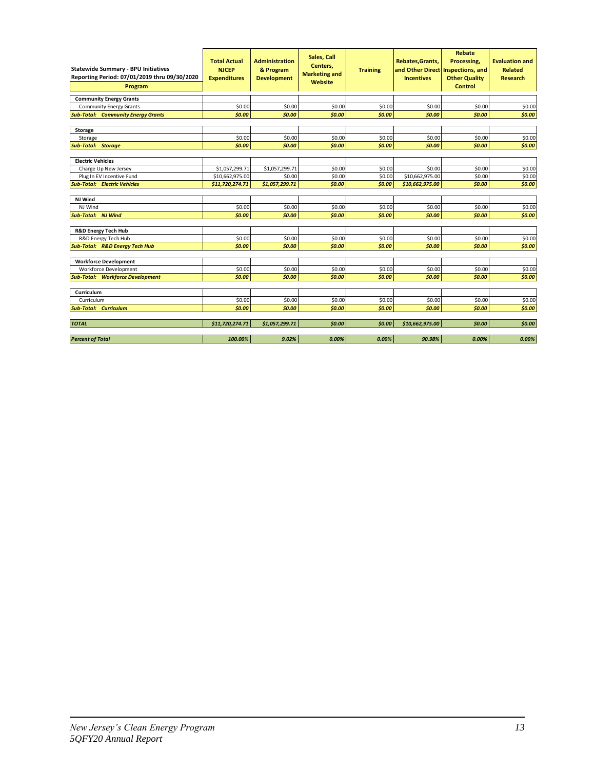| Statewide Summary - BPU Initiatives<br>Reporting Period: 07/01/2019 thru 09/30/2020<br>**Program** | **Total Actual NJCEP Expenditures** | **Administration & Program Development** | **Sales, Call Centers, Marketing and Website** | **Training** | **Rebates,Grants, and Other Direct Incentives** | **Rebate Processing, Inspections, and Other Quality Control** | **Evaluation and Related Research** |
|---|---|---|---|---|---|---|---|
| **Community Energy Grants** | | | | | | | |
| Community Energy Grants | $0.00 | $0.00 | $0.00 | $0.00 | $0.00 | $0.00 | $0.00 |
| ***Sub-Total: Community Energy Grants*** | *$0.00* | *$0.00* | *$0.00* | *$0.00* | *$0.00* | *$0.00* | *$0.00* |
| **Storage** | | | | | | | |
| Storage | $0.00 | $0.00 | $0.00 | $0.00 | $0.00 | $0.00 | $0.00 |
| ***Sub-Total: Storage*** | *$0.00* | *$0.00* | *$0.00* | *$0.00* | *$0.00* | *$0.00* | *$0.00* |
| **Electric Vehicles** | | | | | | | |
| Charge Up New Jersey | $1,057,299.71 | $1,057,299.71 | $0.00 | $0.00 | $0.00 | $0.00 | $0.00 |
| Plug In EV Incentive Fund | $10,662,975.00 | $0.00 | $0.00 | $0.00 | $10,662,975.00 | $0.00 | $0.00 |
| ***Sub-Total: Electric Vehicles*** | *$11,720,274.71* | *$1,057,299.71* | *$0.00* | *$0.00* | *$10,662,975.00* | *$0.00* | *$0.00* |
| **NJ Wind** | | | | | | | |
| NJ Wind | $0.00 | $0.00 | $0.00 | $0.00 | $0.00 | $0.00 | $0.00 |
| ***Sub-Total: NJ Wind*** | *$0.00* | *$0.00* | *$0.00* | *$0.00* | *$0.00* | *$0.00* | *$0.00* |
| **R&D Energy Tech Hub** | | | | | | | |
| R&D Energy Tech Hub | $0.00 | $0.00 | $0.00 | $0.00 | $0.00 | $0.00 | $0.00 |
| ***Sub-Total: R&D Energy Tech Hub*** | *$0.00* | *$0.00* | *$0.00* | *$0.00* | *$0.00* | *$0.00* | *$0.00* |
| **Workforce Development** | | | | | | | |
| Workforce Development | $0.00 | $0.00 | $0.00 | $0.00 | $0.00 | $0.00 | $0.00 |
| ***Sub-Total: Workforce Development*** | *$0.00* | *$0.00* | *$0.00* | *$0.00* | *$0.00* | *$0.00* | *$0.00* |
| **Curriculum** | | | | | | | |
| Curriculum | $0.00 | $0.00 | $0.00 | $0.00 | $0.00 | $0.00 | $0.00 |
| ***Sub-Total: Curriculum*** | *$0.00* | *$0.00* | *$0.00* | *$0.00* | *$0.00* | *$0.00* | *$0.00* |
| ***TOTAL*** | *$11,720,274.71* | *$1,057,299.71* | *$0.00* | *$0.00* | *$10,662,975.00* | *$0.00* | *$0.00* |
| ***Percent of Total*** | *100.00%* | *9.02%* | *0.00%* | *0.00%* | *90.98%* | *0.00%* | *0.00%* |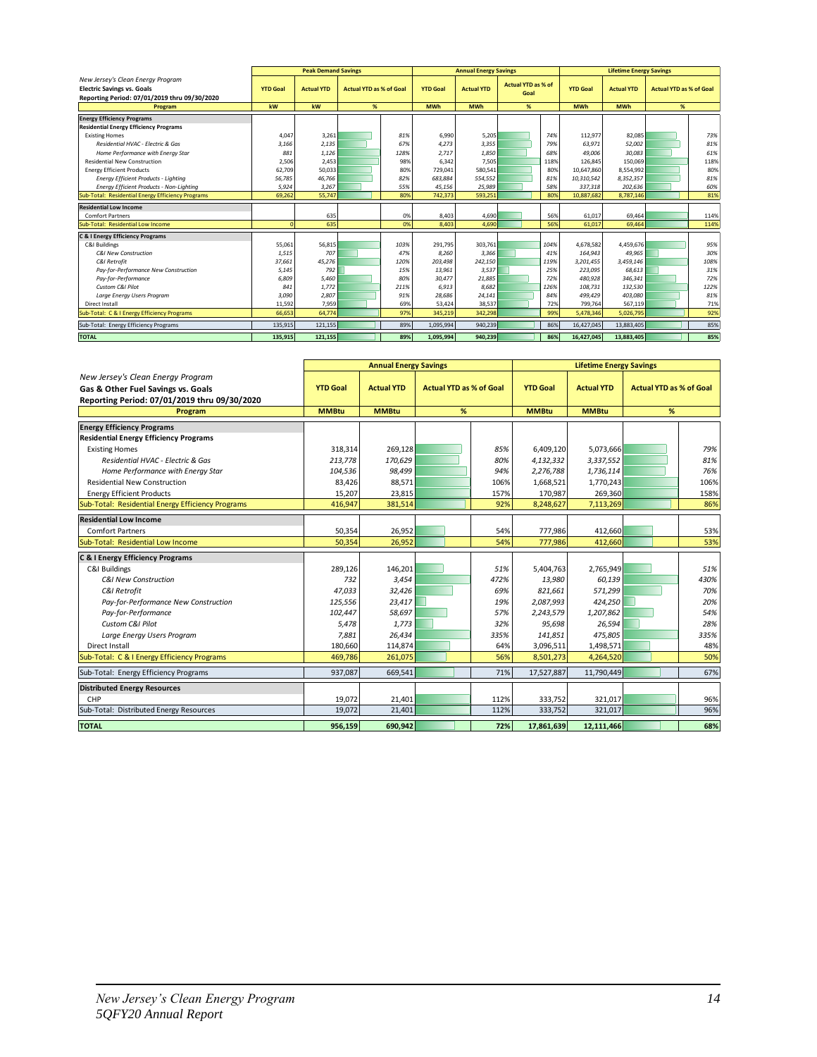| New Jersey's Clean Energy Program<br>**Electric Savings vs. Goals**<br>**Reporting Period: 07/01/2019 thru 09/30/2020** | Peak Demand Savings | | | Annual Energy Savings | | | Lifetime Energy Savings | | |
|---|---|---|---|---|---|---|---|---|---|
| | YTD Goal | Actual YTD | Actual YTD as % of Goal | YTD Goal | Actual YTD | Actual YTD as % of Goal | YTD Goal | Actual YTD | Actual YTD as % of Goal |
| **Program** | kW | kW | % | MWh | MWh | % | MWh | MWh | % |
| **Energy Efficiency Programs** | | | | | | | | | |
| **Residential Energy Efficiency Programs** | | | | | | | | | |
| Existing Homes | 4,047 | 3,261 | 81% | 6,990 | 5,205 | 74% | 112,977 | 82,085 | 73% |
| *Residential HVAC - Electric & Gas* | *3,166* | *2,135* | *67%* | *4,273* | *3,355* | *79%* | *63,971* | *52,002* | *81%* |
| *Home Performance with Energy Star* | *881* | *1,126* | *128%* | *2,717* | *1,850* | *68%* | *49,006* | *30,083* | *61%* |
| Residential New Construction | 2,506 | 2,453 | 98% | 6,342 | 7,505 | 118% | 126,845 | 150,069 | 118% |
| Energy Efficient Products | 62,709 | 50,033 | 80% | 729,041 | 580,541 | 80% | 10,647,860 | 8,554,992 | 80% |
| *Energy Efficient Products - Lighting* | *56,785* | *46,766* | *82%* | *683,884* | *554,552* | *81%* | *10,310,542* | *8,352,357* | *81%* |
| *Energy Efficient Products - Non-Lighting* | *5,924* | *3,267* | *55%* | *45,156* | *25,989* | *58%* | *337,318* | *202,636* | *60%* |
| Sub-Total: Residential Energy Efficiency Programs | 69,262 | 55,747 | 80% | 742,373 | 593,251 | 80% | 10,887,682 | 8,787,146 | 81% |
| **Residential Low Income** | | | | | | | | | |
| Comfort Partners | | 635 | 0% | 8,403 | 4,690 | 56% | 61,017 | 69,464 | 114% |
| Sub-Total: Residential Low Income | 0 | 635 | 0% | 8,403 | 4,690 | 56% | 61,017 | 69,464 | 114% |
| **C & I Energy Efficiency Programs** | | | | | | | | | |
| C&I Buildings | 55,061 | 56,815 | 103% | 291,795 | 303,761 | 104% | 4,678,582 | 4,459,676 | 95% |
| *C&I New Construction* | *1,515* | *707* | *47%* | *8,260* | *3,366* | *41%* | *164,943* | *49,965* | *30%* |
| *C&I Retrofit* | *37,661* | *45,276* | *120%* | *203,498* | *242,150* | *119%* | *3,201,455* | *3,459,146* | *108%* |
| *Pay-for-Performance New Construction* | *5,145* | *792* | *15%* | *13,961* | *3,537* | *25%* | *223,095* | *68,613* | *31%* |
| *Pay-for-Performance* | *6,809* | *5,460* | *80%* | *30,477* | *21,885* | *72%* | *480,928* | *346,341* | *72%* |
| *Custom C&I Pilot* | *841* | *1,772* | *211%* | *6,913* | *8,682* | *126%* | *108,731* | *132,530* | *122%* |
| *Large Energy Users Program* | *3,090* | *2,807* | *91%* | *28,686* | *24,141* | *84%* | *499,429* | *403,080* | *81%* |
| Direct Install | 11,592 | 7,959 | 69% | 53,424 | 38,537 | 72% | 799,764 | 567,119 | 71% |
| Sub-Total: C & I Energy Efficiency Programs | 66,653 | 64,774 | 97% | 345,219 | 342,298 | 99% | 5,478,346 | 5,026,795 | 92% |
| Sub-Total: Energy Efficiency Programs | 135,915 | 121,155 | 89% | 1,095,994 | 940,239 | 86% | 16,427,045 | 13,883,405 | 85% |
| **TOTAL** | **135,915** | **121,155** | **89%** | **1,095,994** | **940,239** | **86%** | **16,427,045** | **13,883,405** | **85%** |

| New Jersey's Clean Energy Program<br>**Gas & Other Fuel Savings vs. Goals**<br>**Reporting Period: 07/01/2019 thru 09/30/2020** | Annual Energy Savings | | | Lifetime Energy Savings | | |
|---|---|---|---|---|---|---|
| | YTD Goal | Actual YTD | Actual YTD as % of Goal | YTD Goal | Actual YTD | Actual YTD as % of Goal |
| **Program** | MMBtu | MMBtu | % | MMBtu | MMBtu | % |
| **Energy Efficiency Programs** | | | | | | |
| **Residential Energy Efficiency Programs** | | | | | | |
| Existing Homes | 318,314 | 269,128 | 85% | 6,409,120 | 5,073,666 | 79% |
| *Residential HVAC - Electric & Gas* | *213,778* | *170,629* | *80%* | *4,132,332* | *3,337,552* | *81%* |
| *Home Performance with Energy Star* | *104,536* | *98,499* | *94%* | *2,276,788* | *1,736,114* | *76%* |
| Residential New Construction | 83,426 | 88,571 | 106% | 1,668,521 | 1,770,243 | 106% |
| Energy Efficient Products | 15,207 | 23,815 | 157% | 170,987 | 269,360 | 158% |
| Sub-Total: Residential Energy Efficiency Programs | 416,947 | 381,514 | 92% | 8,248,627 | 7,113,269 | 86% |
| **Residential Low Income** | | | | | | |
| Comfort Partners | 50,354 | 26,952 | 54% | 777,986 | 412,660 | 53% |
| Sub-Total: Residential Low Income | 50,354 | 26,952 | 54% | 777,986 | 412,660 | 53% |
| **C & I Energy Efficiency Programs** | | | | | | |
| C&I Buildings | 289,126 | 146,201 | 51% | 5,404,763 | 2,765,949 | 51% |
| *C&I New Construction* | *732* | *3,454* | *472%* | *13,980* | *60,139* | *430%* |
| *C&I Retrofit* | *47,033* | *32,426* | *69%* | *821,661* | *571,299* | *70%* |
| *Pay-for-Performance New Construction* | *125,556* | *23,417* | *19%* | *2,087,993* | *424,250* | *20%* |
| *Pay-for-Performance* | *102,447* | *58,697* | *57%* | *2,243,579* | *1,207,862* | *54%* |
| *Custom C&I Pilot* | *5,478* | *1,773* | *32%* | *95,698* | *26,594* | *28%* |
| *Large Energy Users Program* | *7,881* | *26,434* | *335%* | *141,851* | *475,805* | *335%* |
| Direct Install | 180,660 | 114,874 | 64% | 3,096,511 | 1,498,571 | 48% |
| Sub-Total: C & I Energy Efficiency Programs | 469,786 | 261,075 | 56% | 8,501,273 | 4,264,520 | 50% |
| Sub-Total: Energy Efficiency Programs | 937,087 | 669,541 | 71% | 17,527,887 | 11,790,449 | 67% |
| **Distributed Energy Resources** | | | | | | |
| CHP | 19,072 | 21,401 | 112% | 333,752 | 321,017 | 96% |
| Sub-Total: Distributed Energy Resources | 19,072 | 21,401 | 112% | 333,752 | 321,017 | 96% |
| **TOTAL** | **956,159** | **690,942** | **72%** | **17,861,639** | **12,111,466** | **68%** |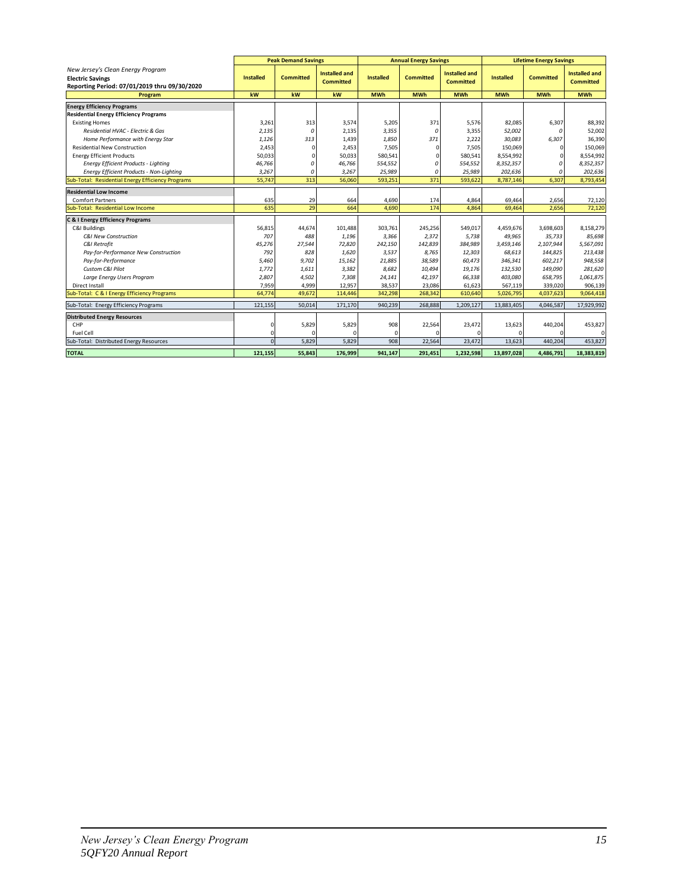| New Jersey's Clean Energy Program<br>**Electric Savings**<br>**Reporting Period: 07/01/2019 thru 09/30/2020** | Peak Demand Savings | | | Annual Energy Savings | | | Lifetime Energy Savings | | |
|---|---|---|---|---|---|---|---|---|---|
| | **Installed** | **Committed** | **Installed and Committed** | **Installed** | **Committed** | **Installed and Committed** | **Installed** | **Committed** | **Installed and Committed** |
| **Program** | **kW** | **kW** | **kW** | **MWh** | **MWh** | **MWh** | **MWh** | **MWh** | **MWh** |
| **Energy Efficiency Programs** | | | | | | | | | |
| **Residential Energy Efficiency Programs** | | | | | | | | | |
| Existing Homes | 3,261 | 313 | 3,574 | 5,205 | 371 | 5,576 | 82,085 | 6,307 | 88,392 |
| *Residential HVAC - Electric & Gas* | *2,135* | *0* | 2,135 | *3,355* | *0* | 3,355 | *52,002* | *0* | 52,002 |
| *Home Performance with Energy Star* | *1,126* | *313* | 1,439 | *1,850* | *371* | 2,222 | *30,083* | *6,307* | 36,390 |
| Residential New Construction | 2,453 | 0 | 2,453 | 7,505 | 0 | 7,505 | 150,069 | 0 | 150,069 |
| Energy Efficient Products | 50,033 | 0 | 50,033 | 580,541 | 0 | 580,541 | 8,554,992 | 0 | 8,554,992 |
| *Energy Efficient Products - Lighting* | *46,766* | *0* | *46,766* | *554,552* | *0* | *554,552* | *8,352,357* | *0* | *8,352,357* |
| *Energy Efficient Products - Non-Lighting* | *3,267* | *0* | *3,267* | *25,989* | *0* | *25,989* | *202,636* | *0* | *202,636* |
| Sub-Total: Residential Energy Efficiency Programs | 55,747 | 313 | 56,060 | 593,251 | 371 | 593,622 | 8,787,146 | 6,307 | 8,793,454 |
| **Residential Low Income** | | | | | | | | | |
| Comfort Partners | 635 | 29 | 664 | 4,690 | 174 | 4,864 | 69,464 | 2,656 | 72,120 |
| Sub-Total: Residential Low Income | 635 | 29 | 664 | 4,690 | 174 | 4,864 | 69,464 | 2,656 | 72,120 |
| **C & I Energy Efficiency Programs** | | | | | | | | | |
| C&I Buildings | 56,815 | 44,674 | 101,488 | 303,761 | 245,256 | 549,017 | 4,459,676 | 3,698,603 | 8,158,279 |
| *C&I New Construction* | *707* | *488* | *1,196* | *3,366* | *2,372* | *5,738* | *49,965* | *35,733* | *85,698* |
| *C&I Retrofit* | *45,276* | *27,544* | *72,820* | *242,150* | *142,839* | *384,989* | *3,459,146* | *2,107,944* | *5,567,091* |
| *Pay-for-Performance New Construction* | *792* | *828* | *1,620* | *3,537* | *8,765* | *12,303* | *68,613* | *144,825* | *213,438* |
| *Pay-for-Performance* | *5,460* | *9,702* | *15,162* | *21,885* | *38,589* | *60,473* | *346,341* | *602,217* | *948,558* |
| *Custom C&I Pilot* | *1,772* | *1,611* | *3,382* | *8,682* | *10,494* | *19,176* | *132,530* | *149,090* | *281,620* |
| *Large Energy Users Program* | *2,807* | *4,502* | *7,308* | *24,141* | *42,197* | *66,338* | *403,080* | *658,795* | *1,061,875* |
| Direct Install | 7,959 | 4,999 | 12,957 | 38,537 | 23,086 | 61,623 | 567,119 | 339,020 | 906,139 |
| Sub-Total: C & I Energy Efficiency Programs | 64,774 | 49,672 | 114,446 | 342,298 | 268,342 | 610,640 | 5,026,795 | 4,037,623 | 9,064,418 |
| Sub-Total: Energy Efficiency Programs | 121,155 | 50,014 | 171,170 | 940,239 | 268,888 | 1,209,127 | 13,883,405 | 4,046,587 | 17,929,992 |
| **Distributed Energy Resources** | | | | | | | | | |
| CHP | 0 | 5,829 | 5,829 | 908 | 22,564 | 23,472 | 13,623 | 440,204 | 453,827 |
| Fuel Cell | 0 | 0 | 0 | 0 | 0 | 0 | 0 | 0 | 0 |
| Sub-Total: Distributed Energy Resources | 0 | 5,829 | 5,829 | 908 | 22,564 | 23,472 | 13,623 | 440,204 | 453,827 |
| **TOTAL** | **121,155** | **55,843** | **176,999** | **941,147** | **291,451** | **1,232,598** | **13,897,028** | **4,486,791** | **18,383,819** |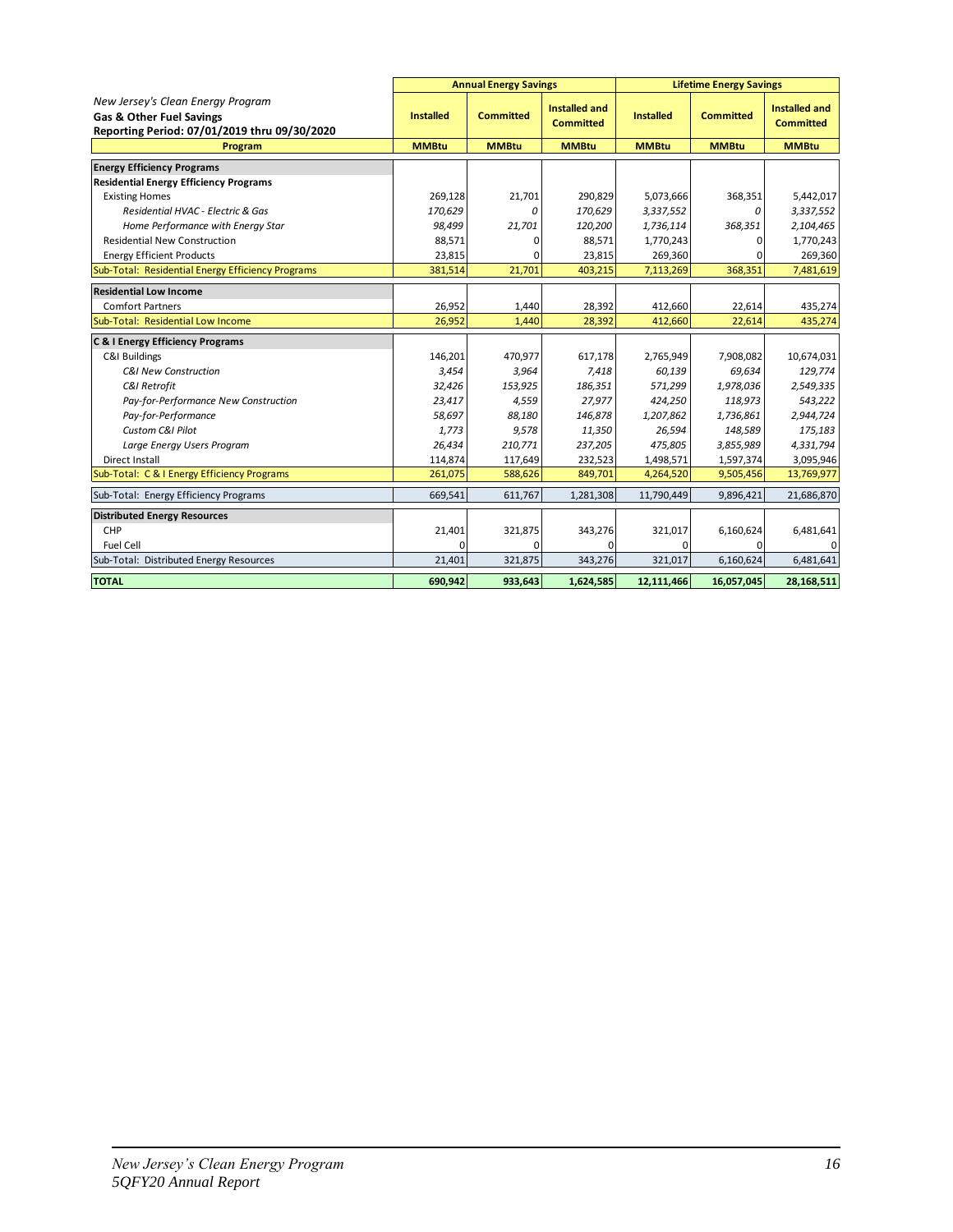| *New Jersey's Clean Energy Program*<br>**Gas & Other Fuel Savings**<br>**Reporting Period: 07/01/2019 thru 09/30/2020** | **Annual Energy Savings** | | | **Lifetime Energy Savings** | | |
|---|---|---|---|---|---|---|
| | **Installed** | **Committed** | **Installed and Committed** | **Installed** | **Committed** | **Installed and Committed** |
| **Program** | **MMBtu** | **MMBtu** | **MMBtu** | **MMBtu** | **MMBtu** | **MMBtu** |
| **Energy Efficiency Programs** | | | | | | |
| **Residential Energy Efficiency Programs** | | | | | | |
| Existing Homes | 269,128 | 21,701 | 290,829 | 5,073,666 | 368,351 | 5,442,017 |
| *Residential HVAC - Electric & Gas* | *170,629* | *0* | *170,629* | *3,337,552* | *0* | *3,337,552* |
| *Home Performance with Energy Star* | *98,499* | *21,701* | *120,200* | *1,736,114* | *368,351* | *2,104,465* |
| Residential New Construction | 88,571 | 0 | 88,571 | 1,770,243 | 0 | 1,770,243 |
| Energy Efficient Products | 23,815 | 0 | 23,815 | 269,360 | 0 | 269,360 |
| Sub-Total: Residential Energy Efficiency Programs | 381,514 | 21,701 | 403,215 | 7,113,269 | 368,351 | 7,481,619 |
| **Residential Low Income** | | | | | | |
| Comfort Partners | 26,952 | 1,440 | 28,392 | 412,660 | 22,614 | 435,274 |
| Sub-Total: Residential Low Income | 26,952 | 1,440 | 28,392 | 412,660 | 22,614 | 435,274 |
| **C & I Energy Efficiency Programs** | | | | | | |
| C&I Buildings | 146,201 | 470,977 | 617,178 | 2,765,949 | 7,908,082 | 10,674,031 |
| *C&I New Construction* | *3,454* | *3,964* | *7,418* | *60,139* | *69,634* | *129,774* |
| *C&I Retrofit* | *32,426* | *153,925* | *186,351* | *571,299* | *1,978,036* | *2,549,335* |
| *Pay-for-Performance New Construction* | *23,417* | *4,559* | *27,977* | *424,250* | *118,973* | *543,222* |
| *Pay-for-Performance* | *58,697* | *88,180* | *146,878* | *1,207,862* | *1,736,861* | *2,944,724* |
| *Custom C&I Pilot* | *1,773* | *9,578* | *11,350* | *26,594* | *148,589* | *175,183* |
| *Large Energy Users Program* | *26,434* | *210,771* | *237,205* | *475,805* | *3,855,989* | *4,331,794* |
| Direct Install | 114,874 | 117,649 | 232,523 | 1,498,571 | 1,597,374 | 3,095,946 |
| Sub-Total: C & I Energy Efficiency Programs | 261,075 | 588,626 | 849,701 | 4,264,520 | 9,505,456 | 13,769,977 |
| Sub-Total: Energy Efficiency Programs | 669,541 | 611,767 | 1,281,308 | 11,790,449 | 9,896,421 | 21,686,870 |
| **Distributed Energy Resources** | | | | | | |
| CHP | 21,401 | 321,875 | 343,276 | 321,017 | 6,160,624 | 6,481,641 |
| Fuel Cell | 0 | 0 | 0 | 0 | 0 | 0 |
| Sub-Total: Distributed Energy Resources | 21,401 | 321,875 | 343,276 | 321,017 | 6,160,624 | 6,481,641 |
| **TOTAL** | **690,942** | **933,643** | **1,624,585** | **12,111,466** | **16,057,045** | **28,168,511** |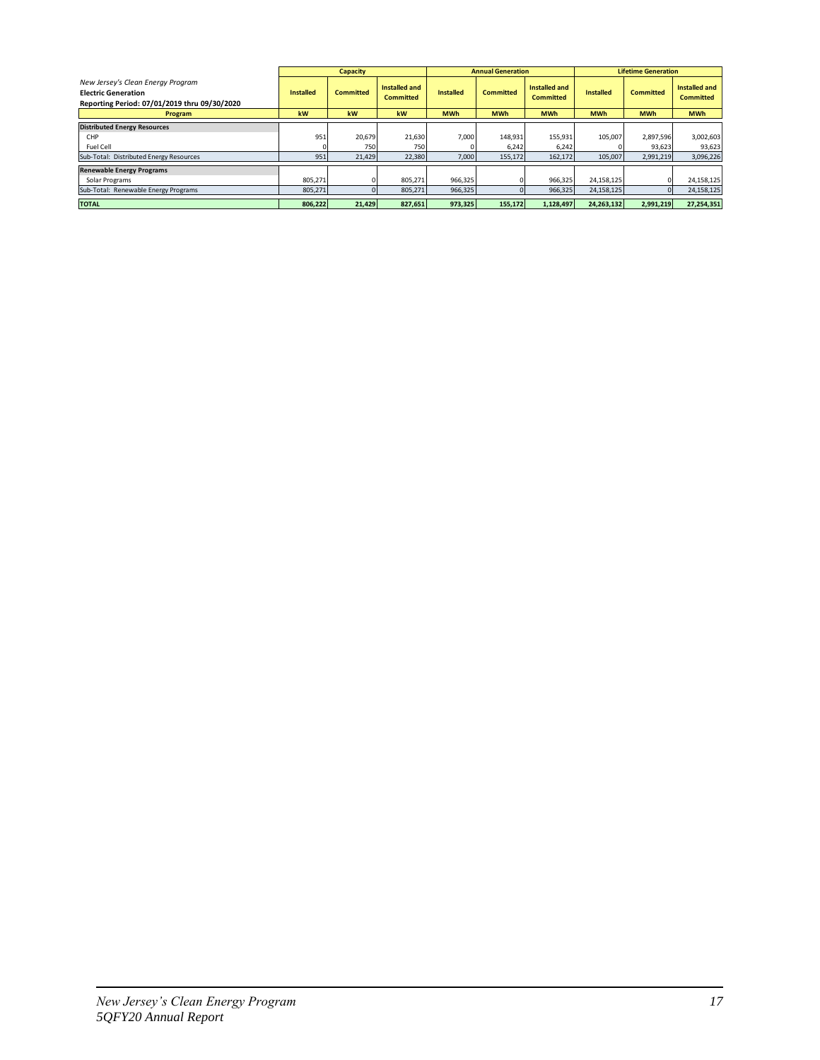| *New Jersey's Clean Energy Program*<br>**Electric Generation**<br>**Reporting Period: 07/01/2019 thru 09/30/2020** | Capacity | | | Annual Generation | | | Lifetime Generation | | |
|---|---|---|---|---|---|---|---|---|---|
| | **Installed** | **Committed** | **Installed and Committed** | **Installed** | **Committed** | **Installed and Committed** | **Installed** | **Committed** | **Installed and Committed** |
| **Program** | **kW** | **kW** | **kW** | **MWh** | **MWh** | **MWh** | **MWh** | **MWh** | **MWh** |
| **Distributed Energy Resources** | | | | | | | | | |
| CHP | 951 | 20,679 | 21,630 | 7,000 | 148,931 | 155,931 | 105,007 | 2,897,596 | 3,002,603 |
| Fuel Cell | 0 | 750 | 750 | 0 | 6,242 | 6,242 | 0 | 93,623 | 93,623 |
| Sub-Total: Distributed Energy Resources | 951 | 21,429 | 22,380 | 7,000 | 155,172 | 162,172 | 105,007 | 2,991,219 | 3,096,226 |
| **Renewable Energy Programs** | | | | | | | | | |
| Solar Programs | 805,271 | 0 | 805,271 | 966,325 | 0 | 966,325 | 24,158,125 | 0 | 24,158,125 |
| Sub-Total: Renewable Energy Programs | 805,271 | 0 | 805,271 | 966,325 | 0 | 966,325 | 24,158,125 | 0 | 24,158,125 |
| **TOTAL** | **806,222** | **21,429** | **827,651** | **973,325** | **155,172** | **1,128,497** | **24,263,132** | **2,991,219** | **27,254,351** |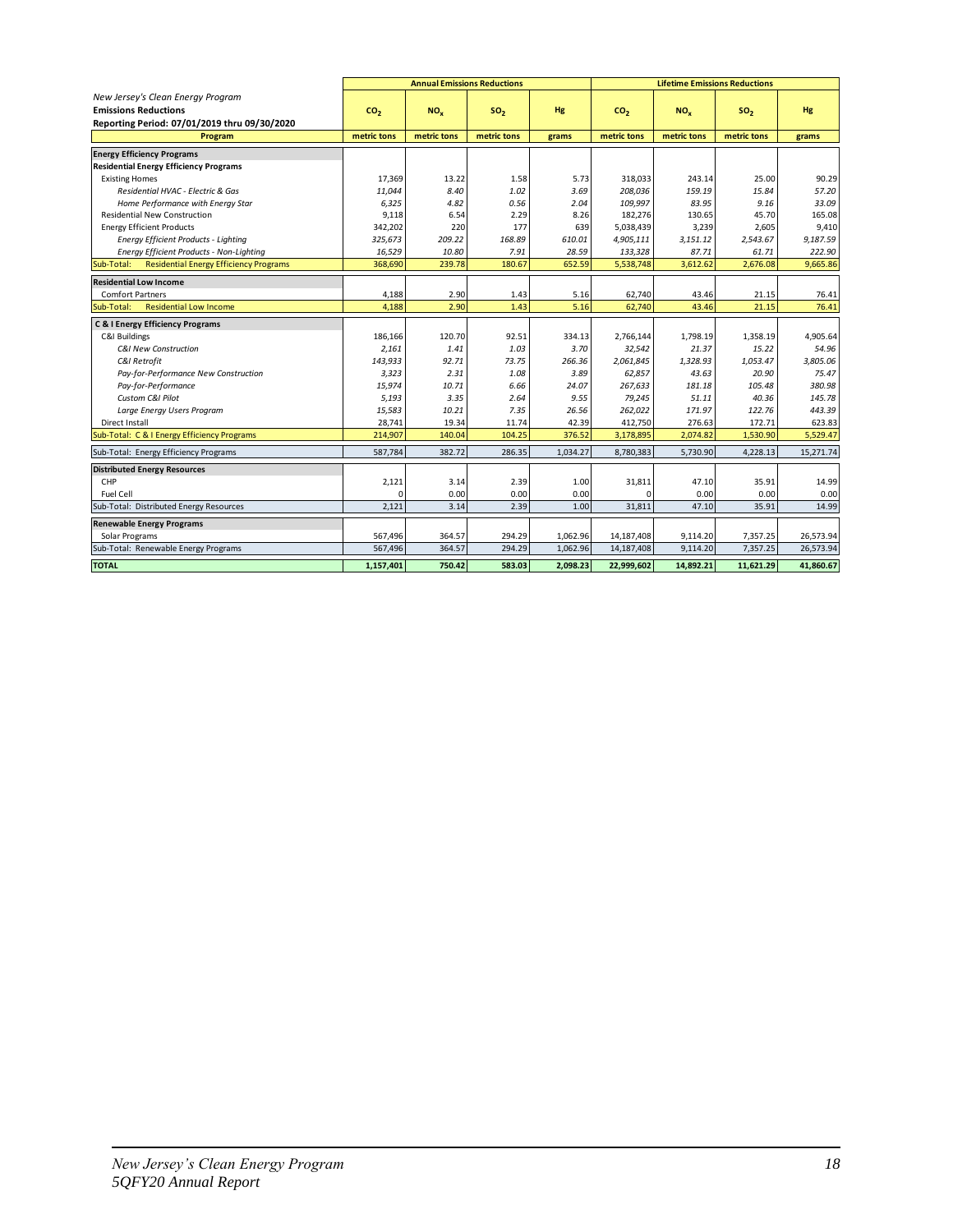| New Jersey's Clean Energy Program<br>**Emissions Reductions**<br>**Reporting Period: 07/01/2019 thru 09/30/2020** | **Annual Emissions Reductions** | | | | **Lifetime Emissions Reductions** | | | |
|---|---|---|---|---|---|---|---|---|
| | $CO_2$ | $NO_x$ | $SO_2$ | Hg | $CO_2$ | $NO_x$ | $SO_2$ | Hg |
| **Program** | metric tons | metric tons | metric tons | grams | metric tons | metric tons | metric tons | grams |
| **Energy Efficiency Programs** | | | | | | | | |
| **Residential Energy Efficiency Programs** | | | | | | | | |
| Existing Homes | 17,369 | 13.22 | 1.58 | 5.73 | 318,033 | 243.14 | 25.00 | 90.29 |
| *Residential HVAC - Electric & Gas* | *11,044* | *8.40* | *1.02* | *3.69* | *208,036* | *159.19* | *15.84* | *57.20* |
| *Home Performance with Energy Star* | *6,325* | *4.82* | *0.56* | *2.04* | *109,997* | *83.95* | *9.16* | *33.09* |
| Residential New Construction | 9,118 | 6.54 | 2.29 | 8.26 | 182,276 | 130.65 | 45.70 | 165.08 |
| Energy Efficient Products | 342,202 | 220 | 177 | 639 | 5,038,439 | 3,239 | 2,605 | 9,410 |
| *Energy Efficient Products - Lighting* | *325,673* | *209.22* | *168.89* | *610.01* | *4,905,111* | *3,151.12* | *2,543.67* | *9,187.59* |
| *Energy Efficient Products - Non-Lighting* | *16,529* | *10.80* | *7.91* | *28.59* | *133,328* | *87.71* | *61.71* | *222.90* |
| Sub-Total: Residential Energy Efficiency Programs | 368,690 | 239.78 | 180.67 | 652.59 | 5,538,748 | 3,612.62 | 2,676.08 | 9,665.86 |
| **Residential Low Income** | | | | | | | | |
| Comfort Partners | 4,188 | 2.90 | 1.43 | 5.16 | 62,740 | 43.46 | 21.15 | 76.41 |
| Sub-Total: Residential Low Income | 4,188 | 2.90 | 1.43 | 5.16 | 62,740 | 43.46 | 21.15 | 76.41 |
| **C & I Energy Efficiency Programs** | | | | | | | | |
| C&I Buildings | 186,166 | 120.70 | 92.51 | 334.13 | 2,766,144 | 1,798.19 | 1,358.19 | 4,905.64 |
| *C&I New Construction* | *2,161* | *1.41* | *1.03* | *3.70* | *32,542* | *21.37* | *15.22* | *54.96* |
| *C&I Retrofit* | *143,933* | *92.71* | *73.75* | *266.36* | *2,061,845* | *1,328.93* | *1,053.47* | *3,805.06* |
| *Pay-for-Performance New Construction* | *3,323* | *2.31* | *1.08* | *3.89* | *62,857* | *43.63* | *20.90* | *75.47* |
| *Pay-for-Performance* | *15,974* | *10.71* | *6.66* | *24.07* | *267,633* | *181.18* | *105.48* | *380.98* |
| *Custom C&I Pilot* | *5,193* | *3.35* | *2.64* | *9.55* | *79,245* | *51.11* | *40.36* | *145.78* |
| *Large Energy Users Program* | *15,583* | *10.21* | *7.35* | *26.56* | *262,022* | *171.97* | *122.76* | *443.39* |
| Direct Install | 28,741 | 19.34 | 11.74 | 42.39 | 412,750 | 276.63 | 172.71 | 623.83 |
| Sub-Total: C & I Energy Efficiency Programs | 214,907 | 140.04 | 104.25 | 376.52 | 3,178,895 | 2,074.82 | 1,530.90 | 5,529.47 |
| Sub-Total: Energy Efficiency Programs | 587,784 | 382.72 | 286.35 | 1,034.27 | 8,780,383 | 5,730.90 | 4,228.13 | 15,271.74 |
| **Distributed Energy Resources** | | | | | | | | |
| CHP | 2,121 | 3.14 | 2.39 | 1.00 | 31,811 | 47.10 | 35.91 | 14.99 |
| Fuel Cell | 0 | 0.00 | 0.00 | 0.00 | 0 | 0.00 | 0.00 | 0.00 |
| Sub-Total: Distributed Energy Resources | 2,121 | 3.14 | 2.39 | 1.00 | 31,811 | 47.10 | 35.91 | 14.99 |
| **Renewable Energy Programs** | | | | | | | | |
| Solar Programs | 567,496 | 364.57 | 294.29 | 1,062.96 | 14,187,408 | 9,114.20 | 7,357.25 | 26,573.94 |
| Sub-Total: Renewable Energy Programs | 567,496 | 364.57 | 294.29 | 1,062.96 | 14,187,408 | 9,114.20 | 7,357.25 | 26,573.94 |
| **TOTAL** | **1,157,401** | **750.42** | **583.03** | **2,098.23** | **22,999,602** | **14,892.21** | **11,621.29** | **41,860.67** |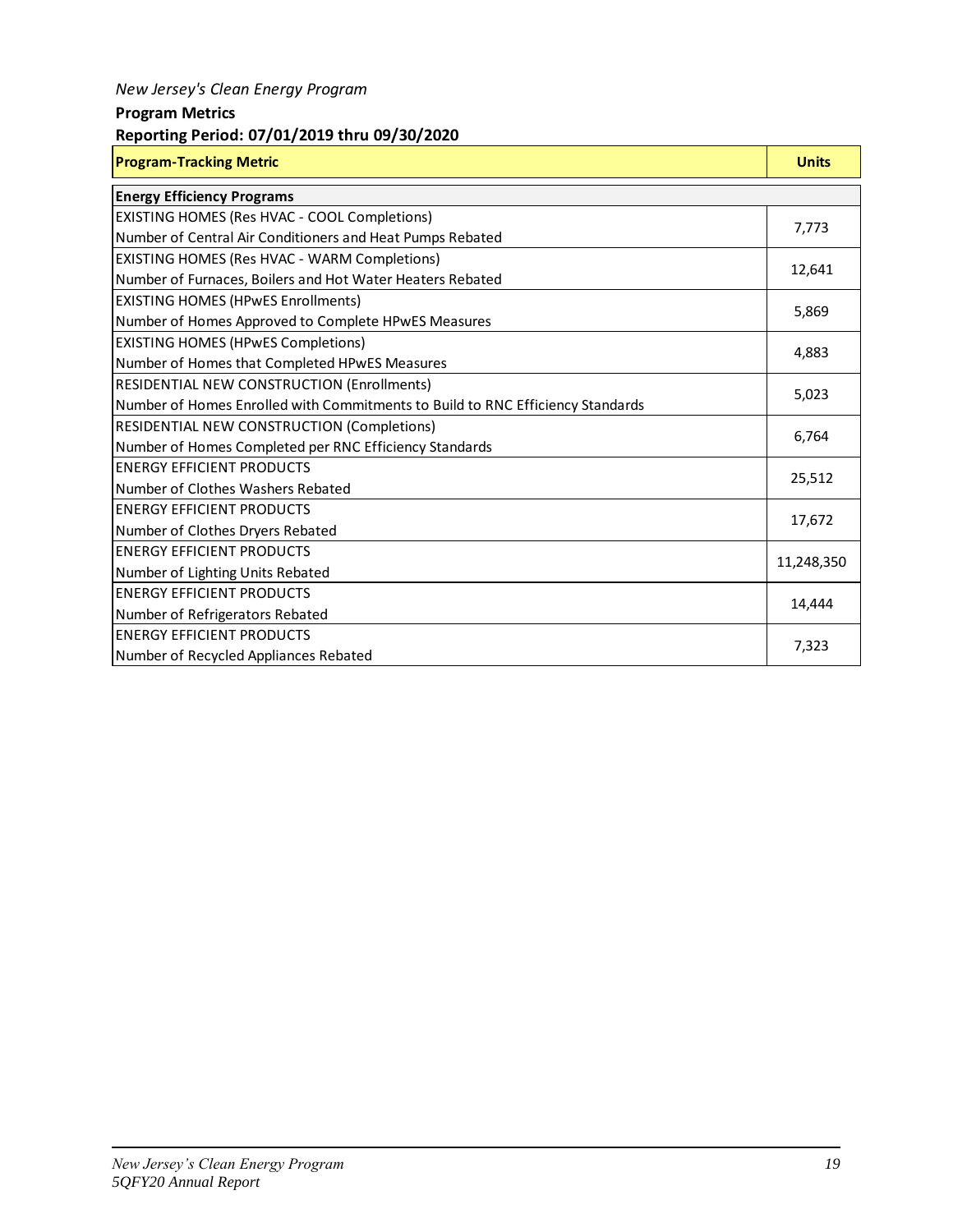*New Jersey's Clean Energy Program*

**Program Metrics**

**Reporting Period: 07/01/2019 thru 09/30/2020**

| Program-Tracking Metric | Units |
|---|---|
| **Energy Efficiency Programs** | |
| EXISTING HOMES (Res HVAC - COOL Completions)<br>Number of Central Air Conditioners and Heat Pumps Rebated | 7,773 |
| EXISTING HOMES (Res HVAC - WARM Completions)<br>Number of Furnaces, Boilers and Hot Water Heaters Rebated | 12,641 |
| EXISTING HOMES (HPwES Enrollments)<br>Number of Homes Approved to Complete HPwES Measures | 5,869 |
| EXISTING HOMES (HPwES Completions)<br>Number of Homes that Completed HPwES Measures | 4,883 |
| RESIDENTIAL NEW CONSTRUCTION (Enrollments)<br>Number of Homes Enrolled with Commitments to Build to RNC Efficiency Standards | 5,023 |
| RESIDENTIAL NEW CONSTRUCTION (Completions)<br>Number of Homes Completed per RNC Efficiency Standards | 6,764 |
| ENERGY EFFICIENT PRODUCTS<br>Number of Clothes Washers Rebated | 25,512 |
| ENERGY EFFICIENT PRODUCTS<br>Number of Clothes Dryers Rebated | 17,672 |
| ENERGY EFFICIENT PRODUCTS<br>Number of Lighting Units Rebated | 11,248,350 |
| ENERGY EFFICIENT PRODUCTS<br>Number of Refrigerators Rebated | 14,444 |
| ENERGY EFFICIENT PRODUCTS<br>Number of Recycled Appliances Rebated | 7,323 |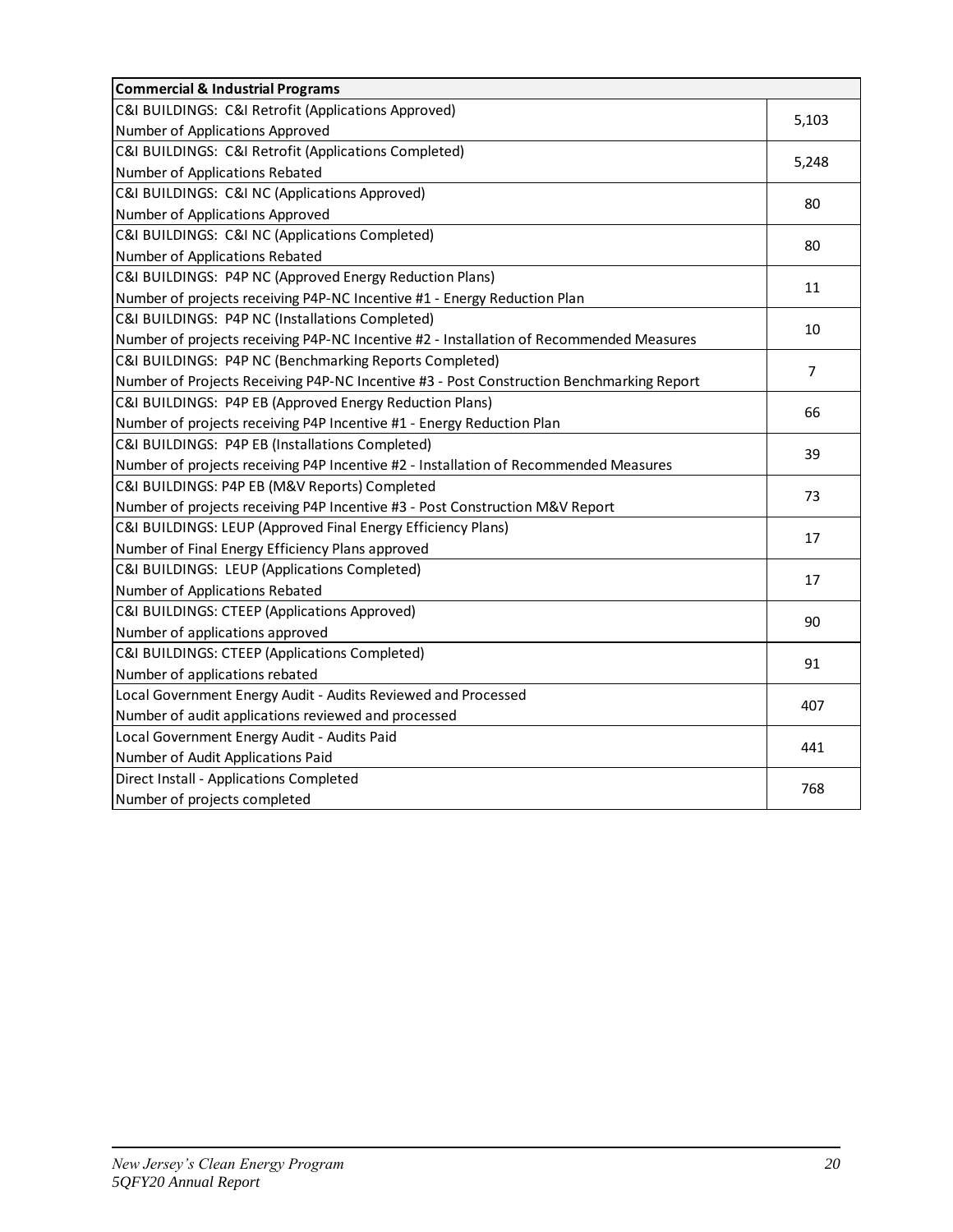| Commercial & Industrial Programs | |
|---|---|
| C&I BUILDINGS: C&I Retrofit (Applications Approved)<br>Number of Applications Approved | 5,103 |
| C&I BUILDINGS: C&I Retrofit (Applications Completed)<br>Number of Applications Rebated | 5,248 |
| C&I BUILDINGS: C&I NC (Applications Approved)<br>Number of Applications Approved | 80 |
| C&I BUILDINGS: C&I NC (Applications Completed)<br>Number of Applications Rebated | 80 |
| C&I BUILDINGS: P4P NC (Approved Energy Reduction Plans)<br>Number of projects receiving P4P-NC Incentive #1 - Energy Reduction Plan | 11 |
| C&I BUILDINGS: P4P NC (Installations Completed)<br>Number of projects receiving P4P-NC Incentive #2 - Installation of Recommended Measures | 10 |
| C&I BUILDINGS: P4P NC (Benchmarking Reports Completed)<br>Number of Projects Receiving P4P-NC Incentive #3 - Post Construction Benchmarking Report | 7 |
| C&I BUILDINGS: P4P EB (Approved Energy Reduction Plans)<br>Number of projects receiving P4P Incentive #1 - Energy Reduction Plan | 66 |
| C&I BUILDINGS: P4P EB (Installations Completed)<br>Number of projects receiving P4P Incentive #2 - Installation of Recommended Measures | 39 |
| C&I BUILDINGS: P4P EB (M&V Reports) Completed<br>Number of projects receiving P4P Incentive #3 - Post Construction M&V Report | 73 |
| C&I BUILDINGS: LEUP (Approved Final Energy Efficiency Plans)<br>Number of Final Energy Efficiency Plans approved | 17 |
| C&I BUILDINGS: LEUP (Applications Completed)<br>Number of Applications Rebated | 17 |
| C&I BUILDINGS: CTEEP (Applications Approved)<br>Number of applications approved | 90 |
| C&I BUILDINGS: CTEEP (Applications Completed)<br>Number of applications rebated | 91 |
| Local Government Energy Audit - Audits Reviewed and Processed<br>Number of audit applications reviewed and processed | 407 |
| Local Government Energy Audit - Audits Paid<br>Number of Audit Applications Paid | 441 |
| Direct Install - Applications Completed<br>Number of projects completed | 768 |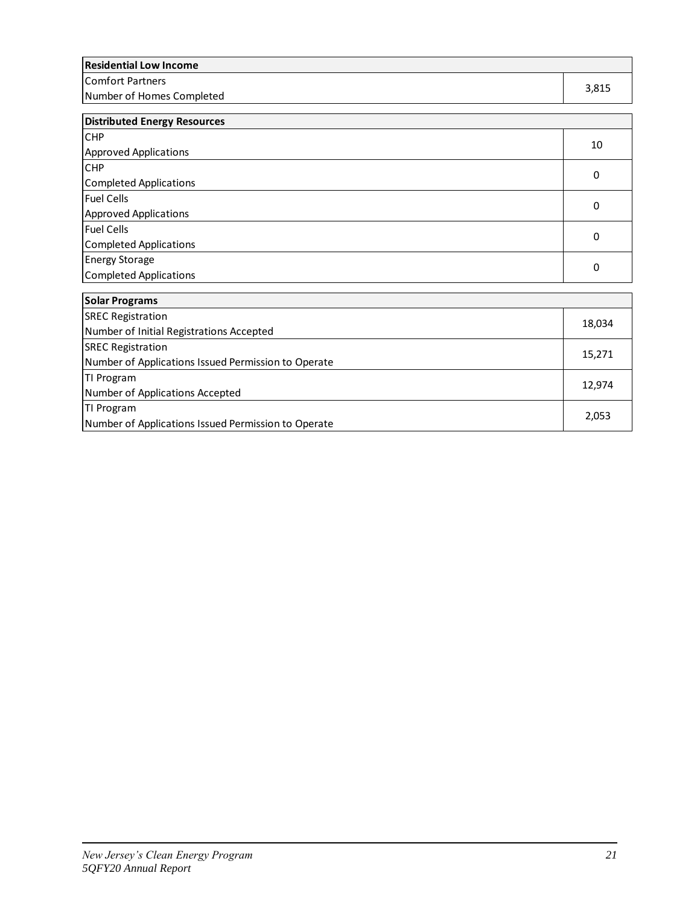| Residential Low Income | |
|---|---|
| Comfort Partners<br>Number of Homes Completed | 3,815 |

| Distributed Energy Resources | |
|---|---|
| CHP<br>Approved Applications | 10 |
| CHP<br>Completed Applications | 0 |
| Fuel Cells<br>Approved Applications | 0 |
| Fuel Cells<br>Completed Applications | 0 |
| Energy Storage<br>Completed Applications | 0 |

| Solar Programs | |
|---|---|
| SREC Registration<br>Number of Initial Registrations Accepted | 18,034 |
| SREC Registration<br>Number of Applications Issued Permission to Operate | 15,271 |
| TI Program<br>Number of Applications Accepted | 12,974 |
| TI Program<br>Number of Applications Issued Permission to Operate | 2,053 |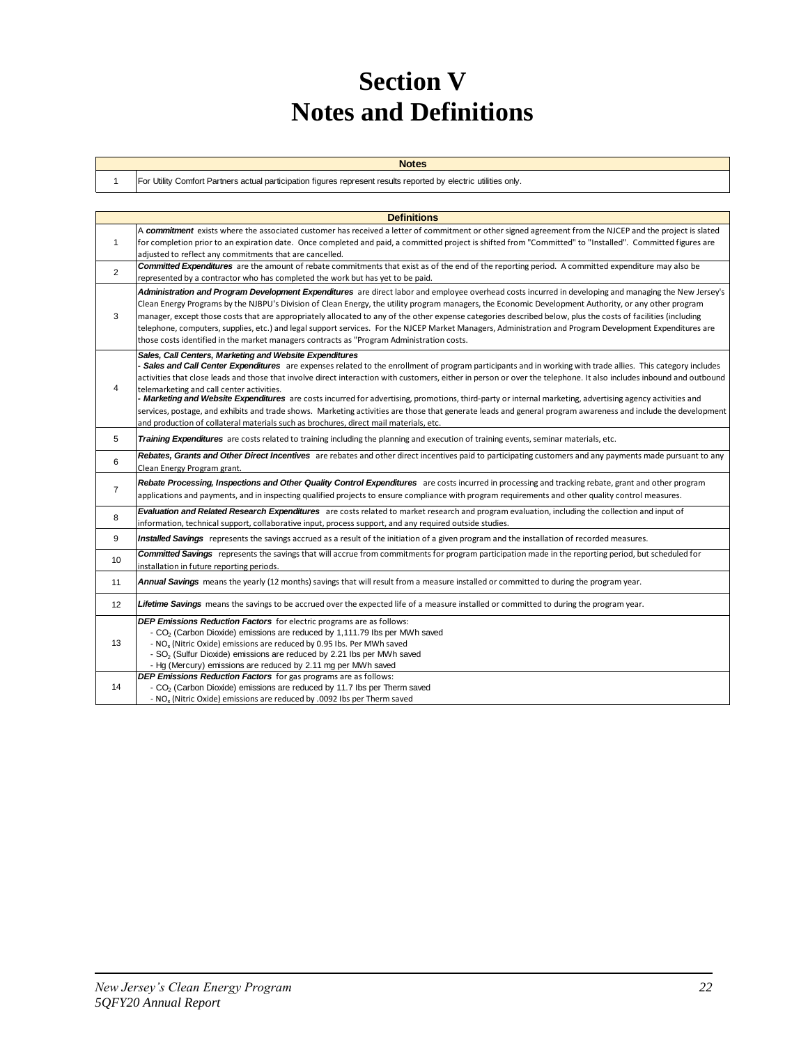# Section V
# Notes and Definitions

| | Notes |
|---|---|
| 1 | For Utility Comfort Partners actual participation figures represent results reported by electric utilities only. |

| | Definitions |
|---|---|
| 1 | A ***commitment*** exists where the associated customer has received a letter of commitment or other signed agreement from the NJCEP and the project is slated for completion prior to an expiration date. Once completed and paid, a committed project is shifted from "Committed" to "Installed". Committed figures are adjusted to reflect any commitments that are cancelled. |
| 2 | ***Committed Expenditures*** are the amount of rebate commitments that exist as of the end of the reporting period. A committed expenditure may also be represented by a contractor who has completed the work but has yet to be paid. |
| 3 | ***Administration and Program Development Expenditures*** are direct labor and employee overhead costs incurred in developing and managing the New Jersey's Clean Energy Programs by the NJBPU's Division of Clean Energy, the utility program managers, the Economic Development Authority, or any other program manager, except those costs that are appropriately allocated to any of the other expense categories described below, plus the costs of facilities (including telephone, computers, supplies, etc.) and legal support services. For the NJCEP Market Managers, Administration and Program Development Expenditures are those costs identified in the market managers contracts as "Program Administration costs. |
| 4 | ***Sales, Call Centers, Marketing and Website Expenditures***<br>- ***Sales and Call Center Expenditures*** are expenses related to the enrollment of program participants and in working with trade allies. This category includes activities that close leads and those that involve direct interaction with customers, either in person or over the telephone. It also includes inbound and outbound telemarketing and call center activities.<br>- ***Marketing and Website Expenditures*** are costs incurred for advertising, promotions, third-party or internal marketing, advertising agency activities and services, postage, and exhibits and trade shows. Marketing activities are those that generate leads and general program awareness and include the development and production of collateral materials such as brochures, direct mail materials, etc. |
| 5 | ***Training Expenditures*** are costs related to training including the planning and execution of training events, seminar materials, etc. |
| 6 | ***Rebates, Grants and Other Direct Incentives*** are rebates and other direct incentives paid to participating customers and any payments made pursuant to any Clean Energy Program grant. |
| 7 | ***Rebate Processing, Inspections and Other Quality Control Expenditures*** are costs incurred in processing and tracking rebate, grant and other program applications and payments, and in inspecting qualified projects to ensure compliance with program requirements and other quality control measures. |
| 8 | ***Evaluation and Related Research Expenditures*** are costs related to market research and program evaluation, including the collection and input of information, technical support, collaborative input, process support, and any required outside studies. |
| 9 | ***Installed Savings*** represents the savings accrued as a result of the initiation of a given program and the installation of recorded measures. |
| 10 | ***Committed Savings*** represents the savings that will accrue from commitments for program participation made in the reporting period, but scheduled for installation in future reporting periods. |
| 11 | ***Annual Savings*** means the yearly (12 months) savings that will result from a measure installed or committed to during the program year. |
| 12 | ***Lifetime Savings*** means the savings to be accrued over the expected life of a measure installed or committed to during the program year. |
| 13 | ***DEP Emissions Reduction Factors*** for electric programs are as follows:<br>- $CO_2$ (Carbon Dioxide) emissions are reduced by 1,111.79 lbs per MWh saved<br>- $NO_x$ (Nitric Oxide) emissions are reduced by 0.95 lbs. Per MWh saved<br>- $SO_2$ (Sulfur Dioxide) emissions are reduced by 2.21 lbs per MWh saved<br>- Hg (Mercury) emissions are reduced by 2.11 mg per MWh saved |
| 14 | ***DEP Emissions Reduction Factors*** for gas programs are as follows:<br>- $CO_2$ (Carbon Dioxide) emissions are reduced by 11.7 lbs per Therm saved<br>- $NO_x$ (Nitric Oxide) emissions are reduced by .0092 lbs per Therm saved |

*New Jersey's Clean Energy Program*
*5QFY20 Annual Report*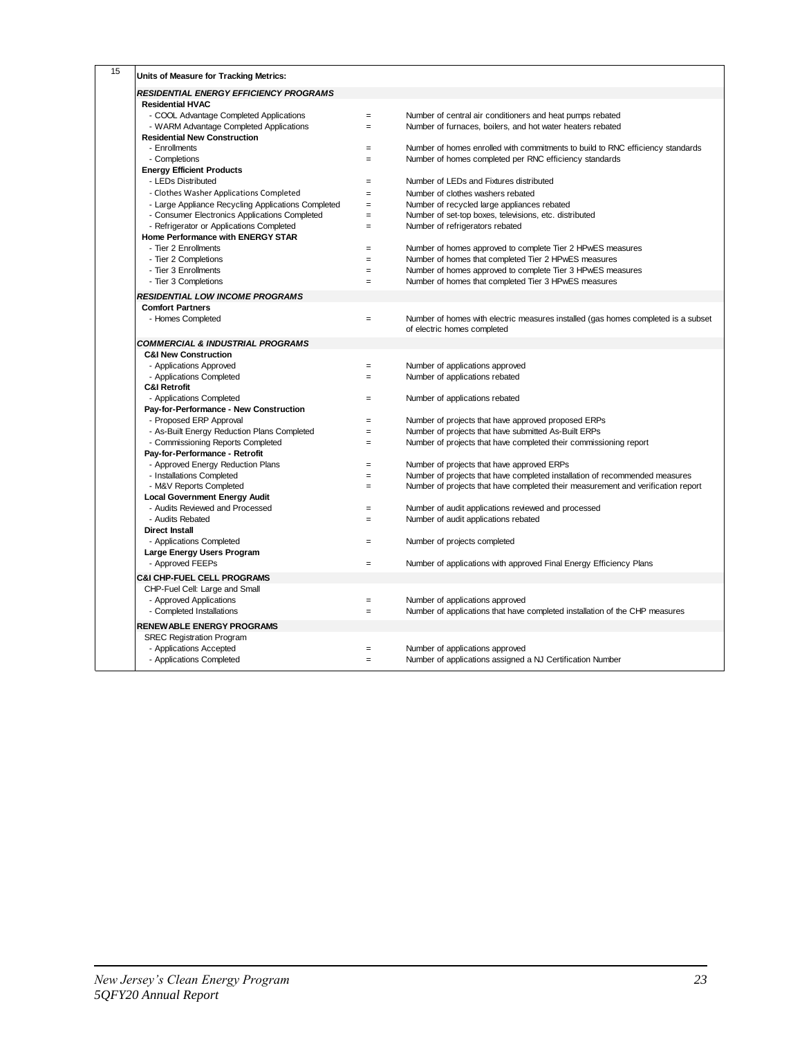15

**Units of Measure for Tracking Metrics:**

| | | |
|---|---|---|
| ***RESIDENTIAL ENERGY EFFICIENCY PROGRAMS*** | | |
| **Residential HVAC** | | |
| - COOL Advantage Completed Applications | = | Number of central air conditioners and heat pumps rebated |
| - WARM Advantage Completed Applications | = | Number of furnaces, boilers, and hot water heaters rebated |
| **Residential New Construction** | | |
| - Enrollments | = | Number of homes enrolled with commitments to build to RNC efficiency standards |
| - Completions | = | Number of homes completed per RNC efficiency standards |
| **Energy Efficient Products** | | |
| - LEDs Distributed | = | Number of LEDs and Fixtures distributed |
| - Clothes Washer Applications Completed | = | Number of clothes washers rebated |
| - Large Appliance Recycling Applications Completed | = | Number of recycled large appliances rebated |
| - Consumer Electronics Applications Completed | = | Number of set-top boxes, televisions, etc. distributed |
| - Refrigerator or Applications Completed | = | Number of refrigerators rebated |
| **Home Performance with ENERGY STAR** | | |
| - Tier 2 Enrollments | = | Number of homes approved to complete Tier 2 HPwES measures |
| - Tier 2 Completions | = | Number of homes that completed Tier 2 HPwES measures |
| - Tier 3 Enrollments | = | Number of homes approved to complete Tier 3 HPwES measures |
| - Tier 3 Completions | = | Number of homes that completed Tier 3 HPwES measures |
| ***RESIDENTIAL LOW INCOME PROGRAMS*** | | |
| **Comfort Partners** | | |
| - Homes Completed | = | Number of homes with electric measures installed (gas homes completed is a subset of electric homes completed |
| ***COMMERCIAL & INDUSTRIAL PROGRAMS*** | | |
| **C&I New Construction** | | |
| - Applications Approved | = | Number of applications approved |
| - Applications Completed | = | Number of applications rebated |
| **C&I Retrofit** | | |
| - Applications Completed | = | Number of applications rebated |
| **Pay-for-Performance - New Construction** | | |
| - Proposed ERP Approval | = | Number of projects that have approved proposed ERPs |
| - As-Built Energy Reduction Plans Completed | = | Number of projects that have submitted As-Built ERPs |
| - Commissioning Reports Completed | = | Number of projects that have completed their commissioning report |
| **Pay-for-Performance - Retrofit** | | |
| - Approved Energy Reduction Plans | = | Number of projects that have approved ERPs |
| - Installations Completed | = | Number of projects that have completed installation of recommended measures |
| - M&V Reports Completed | = | Number of projects that have completed their measurement and verification report |
| **Local Government Energy Audit** | | |
| - Audits Reviewed and Processed | = | Number of audit applications reviewed and processed |
| - Audits Rebated | = | Number of audit applications rebated |
| **Direct Install** | | |
| - Applications Completed | = | Number of projects completed |
| **Large Energy Users Program** | | |
| - Approved FEEPs | = | Number of applications with approved Final Energy Efficiency Plans |
| **C&I CHP-FUEL CELL PROGRAMS** | | |
| CHP-Fuel Cell: Large and Small | | |
| - Approved Applications | = | Number of applications approved |
| - Completed Installations | = | Number of applications that have completed installation of the CHP measures |
| **RENEWABLE ENERGY PROGRAMS** | | |
| SREC Registration Program | | |
| - Applications Accepted | = | Number of applications approved |
| - Applications Completed | = | Number of applications assigned a NJ Certification Number |